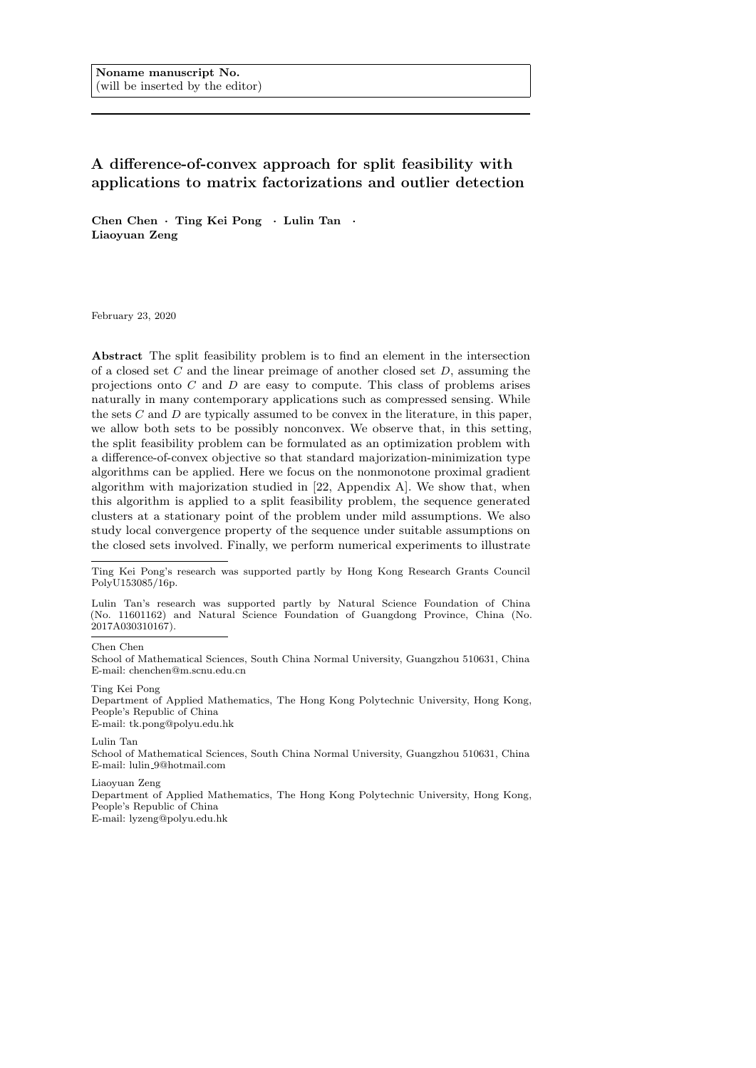**Noname manuscript No.**
(will be inserted by the editor)

# A difference-of-convex approach for split feasibility with applications to matrix factorizations and outlier detection

**Chen Chen · Ting Kei Pong · Lulin Tan · Liaoyuan Zeng**

February 23, 2020

**Abstract** The split feasibility problem is to find an element in the intersection of a closed set $C$ and the linear preimage of another closed set $D$, assuming the projections onto $C$ and $D$ are easy to compute. This class of problems arises naturally in many contemporary applications such as compressed sensing. While the sets $C$ and $D$ are typically assumed to be convex in the literature, in this paper, we allow both sets to be possibly nonconvex. We observe that, in this setting, the split feasibility problem can be formulated as an optimization problem with a difference-of-convex objective so that standard majorization-minimization type algorithms can be applied. Here we focus on the nonmonotone proximal gradient algorithm with majorization studied in [22, Appendix A]. We show that, when this algorithm is applied to a split feasibility problem, the sequence generated clusters at a stationary point of the problem under mild assumptions. We also study local convergence property of the sequence under suitable assumptions on the closed sets involved. Finally, we perform numerical experiments to illustrate

---

Ting Kei Pong's research was supported partly by Hong Kong Research Grants Council PolyU153085/16p.

Lulin Tan's research was supported partly by Natural Science Foundation of China (No. 11601162) and Natural Science Foundation of Guangdong Province, China (No. 2017A030310167).

---

Chen Chen
School of Mathematical Sciences, South China Normal University, Guangzhou 510631, China
E-mail: chenchen@m.scnu.edu.cn

Ting Kei Pong
Department of Applied Mathematics, The Hong Kong Polytechnic University, Hong Kong, People's Republic of China
E-mail: tk.pong@polyu.edu.hk

Lulin Tan
School of Mathematical Sciences, South China Normal University, Guangzhou 510631, China
E-mail: lulin_9@hotmail.com

Liaoyuan Zeng
Department of Applied Mathematics, The Hong Kong Polytechnic University, Hong Kong, People's Republic of China
E-mail: lyzeng@polyu.edu.hk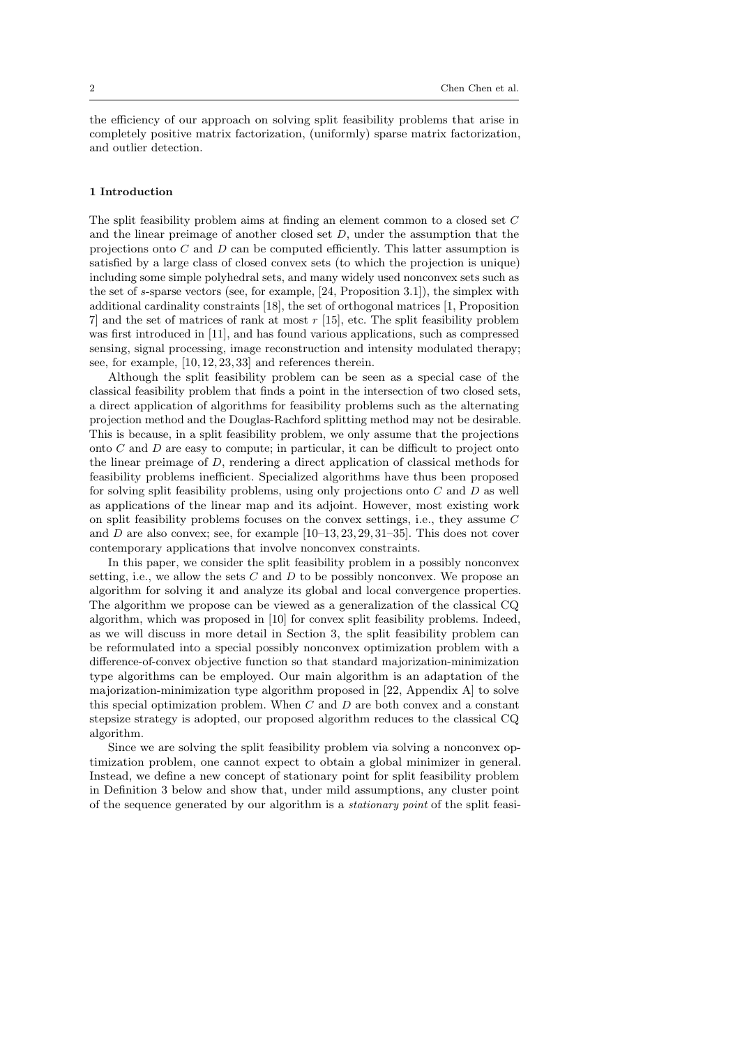the efficiency of our approach on solving split feasibility problems that arise in completely positive matrix factorization, (uniformly) sparse matrix factorization, and outlier detection.

## 1 Introduction

The split feasibility problem aims at finding an element common to a closed set $C$ and the linear preimage of another closed set $D$, under the assumption that the projections onto $C$ and $D$ can be computed efficiently. This latter assumption is satisfied by a large class of closed convex sets (to which the projection is unique) including some simple polyhedral sets, and many widely used nonconvex sets such as the set of $s$-sparse vectors (see, for example, [24, Proposition 3.1]), the simplex with additional cardinality constraints [18], the set of orthogonal matrices [1, Proposition 7] and the set of matrices of rank at most $r$ [15], etc. The split feasibility problem was first introduced in [11], and has found various applications, such as compressed sensing, signal processing, image reconstruction and intensity modulated therapy; see, for example, [10, 12, 23, 33] and references therein.

Although the split feasibility problem can be seen as a special case of the classical feasibility problem that finds a point in the intersection of two closed sets, a direct application of algorithms for feasibility problems such as the alternating projection method and the Douglas-Rachford splitting method may not be desirable. This is because, in a split feasibility problem, we only assume that the projections onto $C$ and $D$ are easy to compute; in particular, it can be difficult to project onto the linear preimage of $D$, rendering a direct application of classical methods for feasibility problems inefficient. Specialized algorithms have thus been proposed for solving split feasibility problems, using only projections onto $C$ and $D$ as well as applications of the linear map and its adjoint. However, most existing work on split feasibility problems focuses on the convex settings, i.e., they assume $C$ and $D$ are also convex; see, for example [10–13, 23, 29, 31–35]. This does not cover contemporary applications that involve nonconvex constraints.

In this paper, we consider the split feasibility problem in a possibly nonconvex setting, i.e., we allow the sets $C$ and $D$ to be possibly nonconvex. We propose an algorithm for solving it and analyze its global and local convergence properties. The algorithm we propose can be viewed as a generalization of the classical CQ algorithm, which was proposed in [10] for convex split feasibility problems. Indeed, as we will discuss in more detail in Section 3, the split feasibility problem can be reformulated into a special possibly nonconvex optimization problem with a difference-of-convex objective function so that standard majorization-minimization type algorithms can be employed. Our main algorithm is an adaptation of the majorization-minimization type algorithm proposed in [22, Appendix A] to solve this special optimization problem. When $C$ and $D$ are both convex and a constant stepsize strategy is adopted, our proposed algorithm reduces to the classical CQ algorithm.

Since we are solving the split feasibility problem via solving a nonconvex optimization problem, one cannot expect to obtain a global minimizer in general. Instead, we define a new concept of stationary point for split feasibility problem in Definition 3 below and show that, under mild assumptions, any cluster point of the sequence generated by our algorithm is a *stationary point* of the split feasi-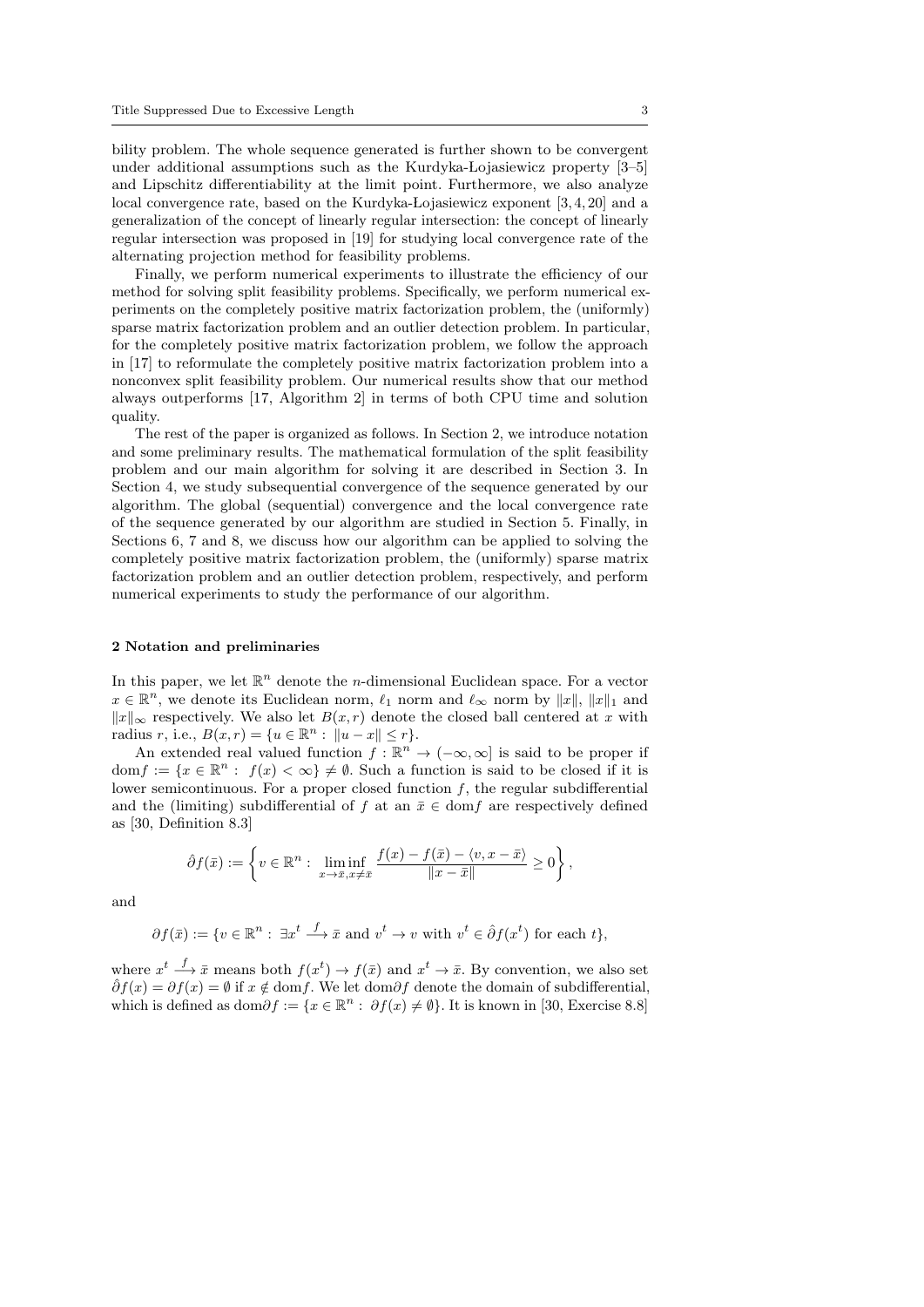bility problem. The whole sequence generated is further shown to be convergent under additional assumptions such as the Kurdyka-Łojasiewicz property [3–5] and Lipschitz differentiability at the limit point. Furthermore, we also analyze local convergence rate, based on the Kurdyka-Łojasiewicz exponent [3, 4, 20] and a generalization of the concept of linearly regular intersection: the concept of linearly regular intersection was proposed in [19] for studying local convergence rate of the alternating projection method for feasibility problems.

Finally, we perform numerical experiments to illustrate the efficiency of our method for solving split feasibility problems. Specifically, we perform numerical experiments on the completely positive matrix factorization problem, the (uniformly) sparse matrix factorization problem and an outlier detection problem. In particular, for the completely positive matrix factorization problem, we follow the approach in [17] to reformulate the completely positive matrix factorization problem into a nonconvex split feasibility problem. Our numerical results show that our method always outperforms [17, Algorithm 2] in terms of both CPU time and solution quality.

The rest of the paper is organized as follows. In Section 2, we introduce notation and some preliminary results. The mathematical formulation of the split feasibility problem and our main algorithm for solving it are described in Section 3. In Section 4, we study subsequential convergence of the sequence generated by our algorithm. The global (sequential) convergence and the local convergence rate of the sequence generated by our algorithm are studied in Section 5. Finally, in Sections 6, 7 and 8, we discuss how our algorithm can be applied to solving the completely positive matrix factorization problem, the (uniformly) sparse matrix factorization problem and an outlier detection problem, respectively, and perform numerical experiments to study the performance of our algorithm.

## 2 Notation and preliminaries

In this paper, we let $\mathbb{R}^n$ denote the $n$-dimensional Euclidean space. For a vector $x \in \mathbb{R}^n$, we denote its Euclidean norm, $\ell_1$ norm and $\ell_\infty$ norm by $\|x\|$, $\|x\|_1$ and $\|x\|_\infty$ respectively. We also let $B(x, r)$ denote the closed ball centered at $x$ with radius $r$, i.e., $B(x, r) = \{u \in \mathbb{R}^n : \ \|u - x\| \leq r\}$.

An extended real valued function $f : \mathbb{R}^n \to (-\infty, \infty]$ is said to be proper if $\mathrm{dom} f := \{x \in \mathbb{R}^n : \ f(x) < \infty\} \neq \emptyset$. Such a function is said to be closed if it is lower semicontinuous. For a proper closed function $f$, the regular subdifferential and the (limiting) subdifferential of $f$ at an $\bar{x} \in \mathrm{dom} f$ are respectively defined as [30, Definition 8.3]

$$\hat{\partial} f(\bar{x}) := \left\{ v \in \mathbb{R}^n : \ \liminf_{x \to \bar{x}, x \neq \bar{x}} \frac{f(x) - f(\bar{x}) - \langle v, x - \bar{x} \rangle}{\|x - \bar{x}\|} \geq 0 \right\},$$

and

$$\partial f(\bar{x}) := \{v \in \mathbb{R}^n : \ \exists x^t \xrightarrow{f} \bar{x} \text{ and } v^t \to v \text{ with } v^t \in \hat{\partial} f(x^t) \text{ for each } t\},$$

where $x^t \xrightarrow{f} \bar{x}$ means both $f(x^t) \to f(\bar{x})$ and $x^t \to \bar{x}$. By convention, we also set $\hat{\partial} f(x) = \partial f(x) = \emptyset$ if $x \notin \mathrm{dom} f$. We let $\mathrm{dom}\partial f$ denote the domain of subdifferential, which is defined as $\mathrm{dom}\partial f := \{x \in \mathbb{R}^n : \ \partial f(x) \neq \emptyset\}$. It is known in [30, Exercise 8.8]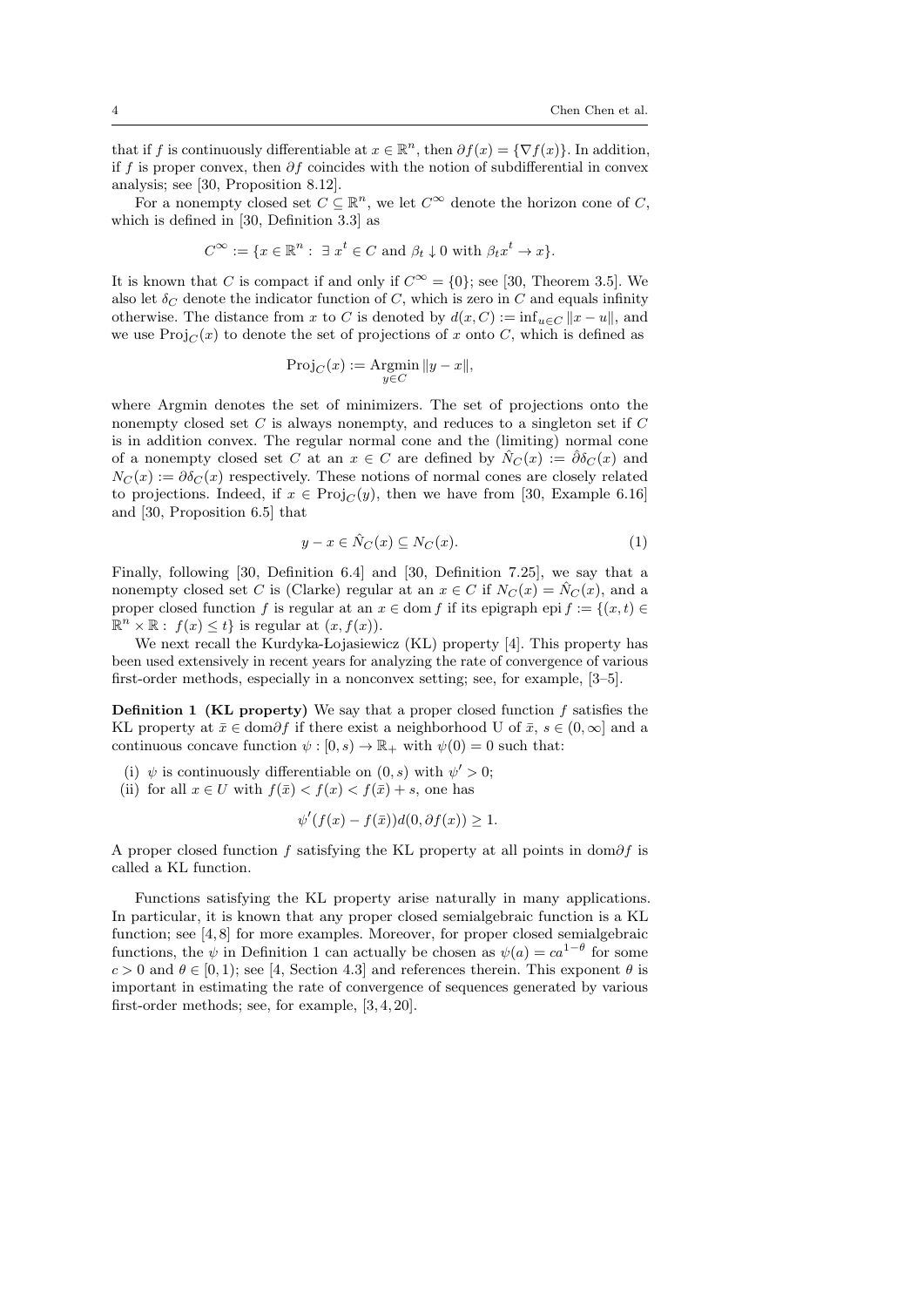that if $f$ is continuously differentiable at $x \in \mathbb{R}^n$, then $\partial f(x) = \{\nabla f(x)\}$. In addition, if $f$ is proper convex, then $\partial f$ coincides with the notion of subdifferential in convex analysis; see [30, Proposition 8.12].

For a nonempty closed set $C \subseteq \mathbb{R}^n$, we let $C^\infty$ denote the horizon cone of $C$, which is defined in [30, Definition 3.3] as

$$C^\infty := \{x \in \mathbb{R}^n : \exists\, x^t \in C \text{ and } \beta_t \downarrow 0 \text{ with } \beta_t x^t \to x\}.$$

It is known that $C$ is compact if and only if $C^\infty = \{0\}$; see [30, Theorem 3.5]. We also let $\delta_C$ denote the indicator function of $C$, which is zero in $C$ and equals infinity otherwise. The distance from $x$ to $C$ is denoted by $d(x, C) := \inf_{u \in C} \|x - u\|$, and we use $\mathrm{Proj}_C(x)$ to denote the set of projections of $x$ onto $C$, which is defined as

$$\mathrm{Proj}_C(x) := \operatorname*{Argmin}_{y \in C} \|y - x\|,$$

where Argmin denotes the set of minimizers. The set of projections onto the nonempty closed set $C$ is always nonempty, and reduces to a singleton set if $C$ is in addition convex. The regular normal cone and the (limiting) normal cone of a nonempty closed set $C$ at an $x \in C$ are defined by $\hat{N}_C(x) := \hat{\partial}\delta_C(x)$ and $N_C(x) := \partial\delta_C(x)$ respectively. These notions of normal cones are closely related to projections. Indeed, if $x \in \mathrm{Proj}_C(y)$, then we have from [30, Example 6.16] and [30, Proposition 6.5] that

$$y - x \in \hat{N}_C(x) \subseteq N_C(x). \tag{1}$$

Finally, following [30, Definition 6.4] and [30, Definition 7.25], we say that a nonempty closed set $C$ is (Clarke) regular at an $x \in C$ if $N_C(x) = \hat{N}_C(x)$, and a proper closed function $f$ is regular at an $x \in \operatorname{dom} f$ if its epigraph $\operatorname{epi} f := \{(x,t) \in \mathbb{R}^n \times \mathbb{R} : f(x) \le t\}$ is regular at $(x, f(x))$.

We next recall the Kurdyka-Łojasiewicz (KL) property [4]. This property has been used extensively in recent years for analyzing the rate of convergence of various first-order methods, especially in a nonconvex setting; see, for example, [3–5].

**Definition 1 (KL property)** We say that a proper closed function $f$ satisfies the KL property at $\bar{x} \in \operatorname{dom}\partial f$ if there exist a neighborhood U of $\bar{x}$, $s \in (0, \infty]$ and a continuous concave function $\psi : [0, s) \to \mathbb{R}_+$ with $\psi(0) = 0$ such that:

(i) $\psi$ is continuously differentiable on $(0, s)$ with $\psi' > 0$;

(ii) for all $x \in U$ with $f(\bar{x}) < f(x) < f(\bar{x}) + s$, one has

$$\psi'(f(x) - f(\bar{x}))d(0, \partial f(x)) \ge 1.$$

A proper closed function $f$ satisfying the KL property at all points in $\operatorname{dom}\partial f$ is called a KL function.

Functions satisfying the KL property arise naturally in many applications. In particular, it is known that any proper closed semialgebraic function is a KL function; see [4, 8] for more examples. Moreover, for proper closed semialgebraic functions, the $\psi$ in Definition 1 can actually be chosen as $\psi(a) = ca^{1-\theta}$ for some $c > 0$ and $\theta \in [0, 1)$; see [4, Section 4.3] and references therein. This exponent $\theta$ is important in estimating the rate of convergence of sequences generated by various first-order methods; see, for example, [3, 4, 20].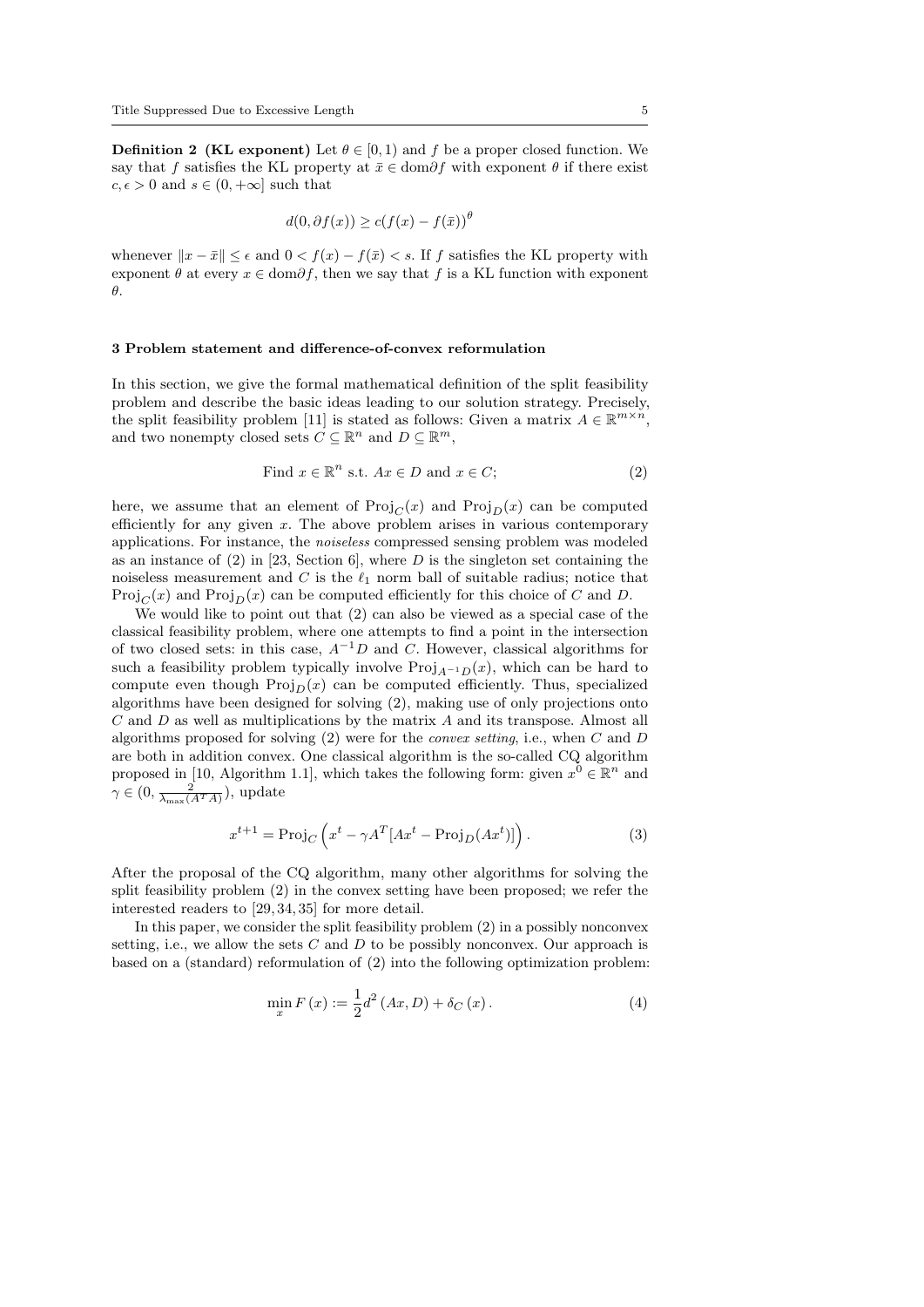**Definition 2 (KL exponent)** Let $\theta \in [0, 1)$ and $f$ be a proper closed function. We say that $f$ satisfies the KL property at $\bar{x} \in \mathrm{dom}\partial f$ with exponent $\theta$ if there exist $c, \epsilon > 0$ and $s \in (0, +\infty]$ such that

$$d(0, \partial f(x)) \geq c(f(x) - f(\bar{x}))^{\theta}$$

whenever $\|x - \bar{x}\| \leq \epsilon$ and $0 < f(x) - f(\bar{x}) < s$. If $f$ satisfies the KL property with exponent $\theta$ at every $x \in \mathrm{dom}\partial f$, then we say that $f$ is a KL function with exponent $\theta$.

## 3 Problem statement and difference-of-convex reformulation

In this section, we give the formal mathematical definition of the split feasibility problem and describe the basic ideas leading to our solution strategy. Precisely, the split feasibility problem [11] is stated as follows: Given a matrix $A \in \mathbb{R}^{m \times n}$, and two nonempty closed sets $C \subseteq \mathbb{R}^n$ and $D \subseteq \mathbb{R}^m$,

$$\text{Find } x \in \mathbb{R}^n \text{ s.t. } Ax \in D \text{ and } x \in C; \tag{2}$$

here, we assume that an element of $\mathrm{Proj}_C(x)$ and $\mathrm{Proj}_D(x)$ can be computed efficiently for any given $x$. The above problem arises in various contemporary applications. For instance, the *noiseless* compressed sensing problem was modeled as an instance of (2) in [23, Section 6], where $D$ is the singleton set containing the noiseless measurement and $C$ is the $\ell_1$ norm ball of suitable radius; notice that $\mathrm{Proj}_C(x)$ and $\mathrm{Proj}_D(x)$ can be computed efficiently for this choice of $C$ and $D$.

We would like to point out that (2) can also be viewed as a special case of the classical feasibility problem, where one attempts to find a point in the intersection of two closed sets: in this case, $A^{-1}D$ and $C$. However, classical algorithms for such a feasibility problem typically involve $\mathrm{Proj}_{A^{-1}D}(x)$, which can be hard to compute even though $\mathrm{Proj}_D(x)$ can be computed efficiently. Thus, specialized algorithms have been designed for solving (2), making use of only projections onto $C$ and $D$ as well as multiplications by the matrix $A$ and its transpose. Almost all algorithms proposed for solving (2) were for the *convex setting*, i.e., when $C$ and $D$ are both in addition convex. One classical algorithm is the so-called CQ algorithm proposed in [10, Algorithm 1.1], which takes the following form: given $x^0 \in \mathbb{R}^n$ and $\gamma \in (0, \frac{2}{\lambda_{\max}(A^T A)})$, update

$$x^{t+1} = \mathrm{Proj}_C \left( x^t - \gamma A^T [Ax^t - \mathrm{Proj}_D(Ax^t)] \right). \tag{3}$$

After the proposal of the CQ algorithm, many other algorithms for solving the split feasibility problem (2) in the convex setting have been proposed; we refer the interested readers to [29, 34, 35] for more detail.

In this paper, we consider the split feasibility problem (2) in a possibly nonconvex setting, i.e., we allow the sets $C$ and $D$ to be possibly nonconvex. Our approach is based on a (standard) reformulation of (2) into the following optimization problem:

$$\min_x F(x) := \frac{1}{2} d^2 (Ax, D) + \delta_C (x). \tag{4}$$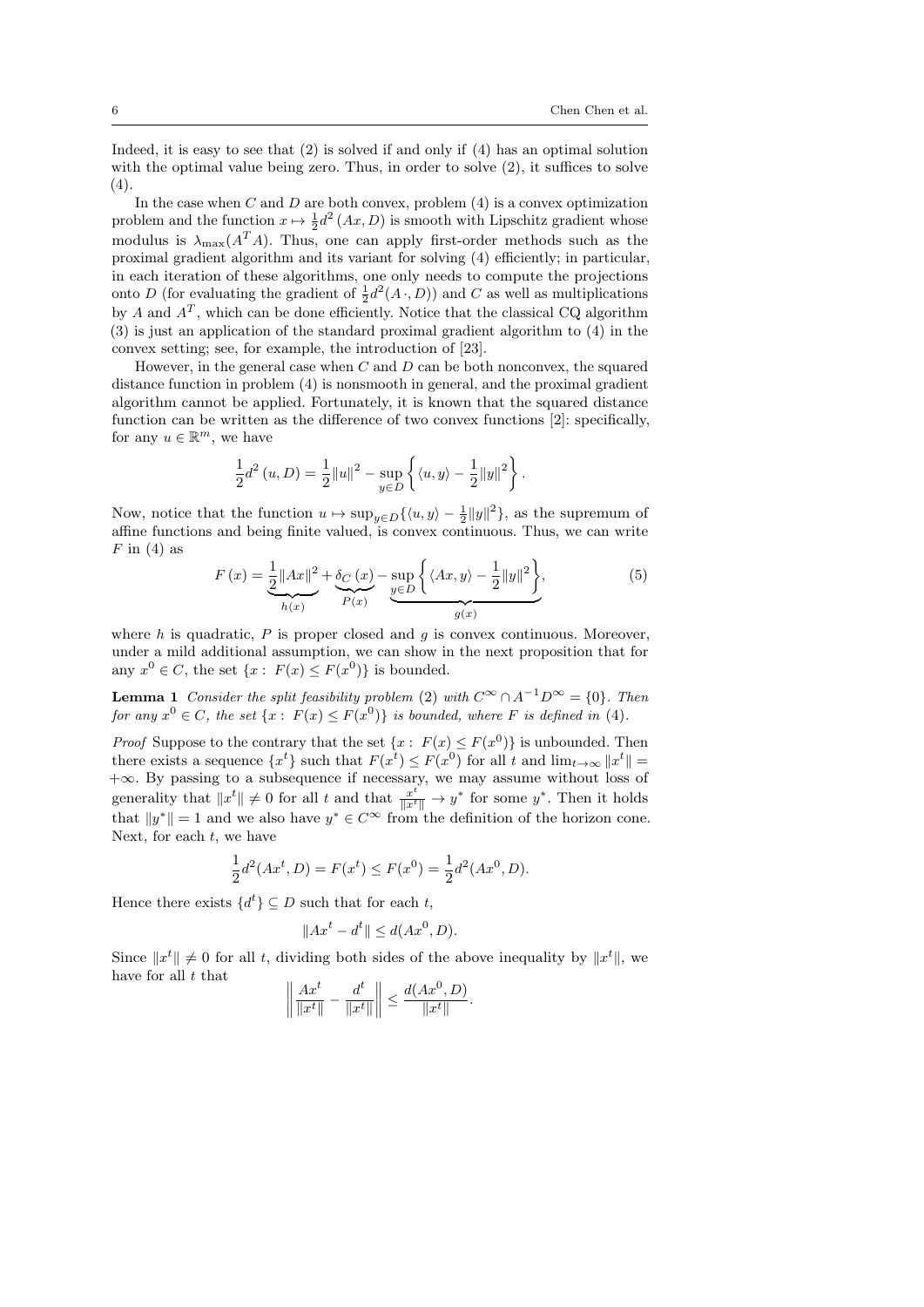Indeed, it is easy to see that (2) is solved if and only if (4) has an optimal solution with the optimal value being zero. Thus, in order to solve (2), it suffices to solve (4).

In the case when $C$ and $D$ are both convex, problem (4) is a convex optimization problem and the function $x \mapsto \frac{1}{2}d^2(Ax, D)$ is smooth with Lipschitz gradient whose modulus is $\lambda_{\max}(A^T A)$. Thus, one can apply first-order methods such as the proximal gradient algorithm and its variant for solving (4) efficiently; in particular, in each iteration of these algorithms, one only needs to compute the projections onto $D$ (for evaluating the gradient of $\frac{1}{2}d^2(A\,\cdot, D)$) and $C$ as well as multiplications by $A$ and $A^T$, which can be done efficiently. Notice that the classical CQ algorithm (3) is just an application of the standard proximal gradient algorithm to (4) in the convex setting; see, for example, the introduction of [23].

However, in the general case when $C$ and $D$ can be both nonconvex, the squared distance function in problem (4) is nonsmooth in general, and the proximal gradient algorithm cannot be applied. Fortunately, it is known that the squared distance function can be written as the difference of two convex functions [2]: specifically, for any $u \in \mathbb{R}^m$, we have

$$\frac{1}{2}d^2(u, D) = \frac{1}{2}\|u\|^2 - \sup_{y \in D}\left\{\langle u, y\rangle - \frac{1}{2}\|y\|^2\right\}.$$

Now, notice that the function $u \mapsto \sup_{y\in D}\{\langle u, y\rangle - \frac{1}{2}\|y\|^2\}$, as the supremum of affine functions and being finite valued, is convex continuous. Thus, we can write $F$ in (4) as

$$F(x) = \underbrace{\frac{1}{2}\|Ax\|^2}_{h(x)} + \underbrace{\delta_C(x)}_{P(x)} - \underbrace{\sup_{y\in D}\left\{\langle Ax, y\rangle - \frac{1}{2}\|y\|^2\right\}}_{g(x)}, \tag{5}$$

where $h$ is quadratic, $P$ is proper closed and $g$ is convex continuous. Moreover, under a mild additional assumption, we can show in the next proposition that for any $x^0 \in C$, the set $\{x : F(x) \le F(x^0)\}$ is bounded.

**Lemma 1** *Consider the split feasibility problem* (2) *with $C^\infty \cap A^{-1}D^\infty = \{0\}$. Then for any $x^0 \in C$, the set $\{x : F(x) \le F(x^0)\}$ is bounded, where $F$ is defined in* (4).

*Proof* Suppose to the contrary that the set $\{x : F(x) \le F(x^0)\}$ is unbounded. Then there exists a sequence $\{x^t\}$ such that $F(x^t) \le F(x^0)$ for all $t$ and $\lim_{t\to\infty}\|x^t\| = +\infty$. By passing to a subsequence if necessary, we may assume without loss of generality that $\|x^t\| \neq 0$ for all $t$ and that $\frac{x^t}{\|x^t\|} \to y^*$ for some $y^*$. Then it holds that $\|y^*\| = 1$ and we also have $y^* \in C^\infty$ from the definition of the horizon cone. Next, for each $t$, we have

$$\frac{1}{2}d^2(Ax^t, D) = F(x^t) \le F(x^0) = \frac{1}{2}d^2(Ax^0, D).$$

Hence there exists $\{d^t\} \subseteq D$ such that for each $t$,

$$\|Ax^t - d^t\| \le d(Ax^0, D).$$

Since $\|x^t\| \neq 0$ for all $t$, dividing both sides of the above inequality by $\|x^t\|$, we have for all $t$ that

$$\left\|\frac{Ax^t}{\|x^t\|} - \frac{d^t}{\|x^t\|}\right\| \le \frac{d(Ax^0, D)}{\|x^t\|}.$$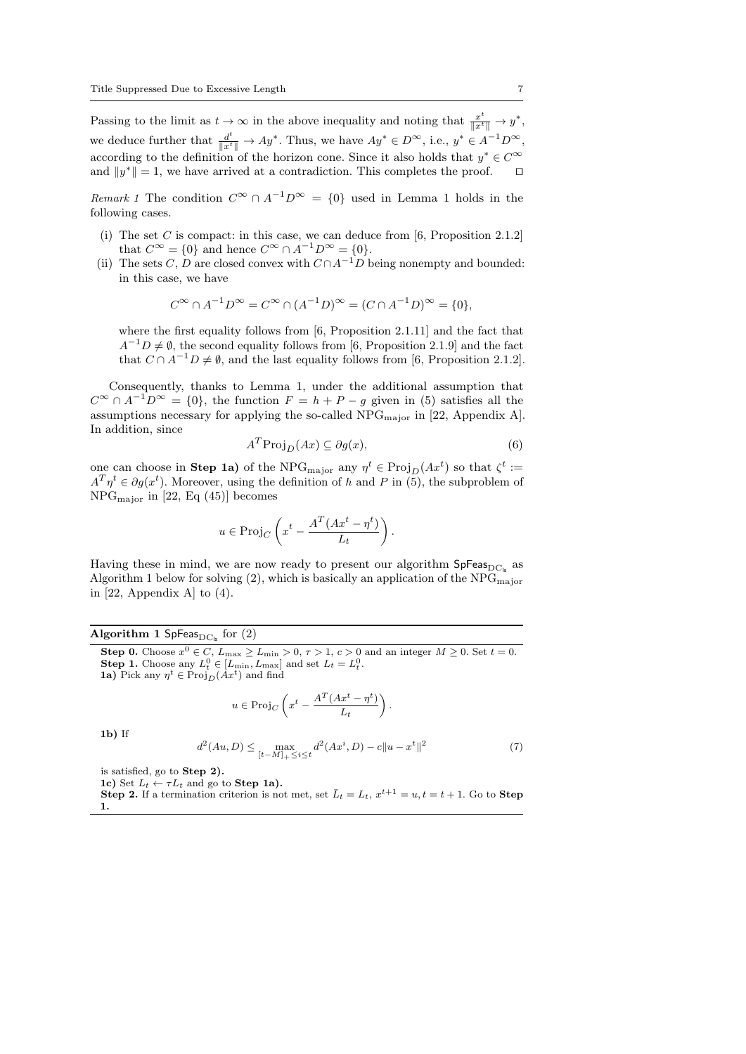Passing to the limit as $t \to \infty$ in the above inequality and noting that $\frac{x^t}{\|x^t\|} \to y^*$, we deduce further that $\frac{d^t}{\|x^t\|} \to Ay^*$. Thus, we have $Ay^* \in D^\infty$, i.e., $y^* \in A^{-1}D^\infty$, according to the definition of the horizon cone. Since it also holds that $y^* \in C^\infty$ and $\|y^*\| = 1$, we have arrived at a contradiction. This completes the proof. $\square$

*Remark 1* The condition $C^\infty \cap A^{-1}D^\infty = \{0\}$ used in Lemma 1 holds in the following cases.

(i) The set $C$ is compact: in this case, we can deduce from [6, Proposition 2.1.2] that $C^\infty = \{0\}$ and hence $C^\infty \cap A^{-1}D^\infty = \{0\}$.

(ii) The sets $C$, $D$ are closed convex with $C \cap A^{-1}D$ being nonempty and bounded: in this case, we have

$$C^\infty \cap A^{-1}D^\infty = C^\infty \cap (A^{-1}D)^\infty = (C \cap A^{-1}D)^\infty = \{0\},$$

where the first equality follows from [6, Proposition 2.1.11] and the fact that $A^{-1}D \neq \emptyset$, the second equality follows from [6, Proposition 2.1.9] and the fact that $C \cap A^{-1}D \neq \emptyset$, and the last equality follows from [6, Proposition 2.1.2].

Consequently, thanks to Lemma 1, under the additional assumption that $C^\infty \cap A^{-1}D^\infty = \{0\}$, the function $F = h + P - g$ given in (5) satisfies all the assumptions necessary for applying the so-called $\mathrm{NPG}_{\mathrm{major}}$ in [22, Appendix A]. In addition, since

$$A^T \mathrm{Proj}_D(Ax) \subseteq \partial g(x), \tag{6}$$

one can choose in **Step 1a)** of the $\mathrm{NPG}_{\mathrm{major}}$ any $\eta^t \in \mathrm{Proj}_D(Ax^t)$ so that $\zeta^t := A^T\eta^t \in \partial g(x^t)$. Moreover, using the definition of $h$ and $P$ in (5), the subproblem of $\mathrm{NPG}_{\mathrm{major}}$ in [22, Eq (45)] becomes

$$u \in \mathrm{Proj}_C\left(x^t - \frac{A^T(Ax^t - \eta^t)}{L_t}\right).$$

Having these in mind, we are now ready to present our algorithm $\mathsf{SpFeas}_{\mathrm{DC_{ls}}}$ as Algorithm 1 below for solving (2), which is basically an application of the $\mathrm{NPG}_{\mathrm{major}}$ in [22, Appendix A] to (4).

---

**Algorithm 1** $\mathsf{SpFeas}_{\mathrm{DC_{ls}}}$ for (2)

---

**Step 0.** Choose $x^0 \in C$, $L_{\max} \geq L_{\min} > 0$, $\tau > 1$, $c > 0$ and an integer $M \geq 0$. Set $t = 0$.

**Step 1.** Choose any $L_t^0 \in [L_{\min}, L_{\max}]$ and set $L_t = L_t^0$.

**1a)** Pick any $\eta^t \in \mathrm{Proj}_D(Ax^t)$ and find

$$u \in \mathrm{Proj}_C\left(x^t - \frac{A^T(Ax^t - \eta^t)}{L_t}\right).$$

**1b)** If

$$d^2(Au, D) \leq \max_{[t-M]_+ \leq i \leq t} d^2(Ax^i, D) - c\|u - x^t\|^2 \tag{7}$$

is satisfied, go to **Step 2).**

**1c)** Set $L_t \leftarrow \tau L_t$ and go to **Step 1a).**

**Step 2.** If a termination criterion is not met, set $\bar{L}_t = L_t$, $x^{t+1} = u$, $t = t + 1$. Go to **Step 1.**

---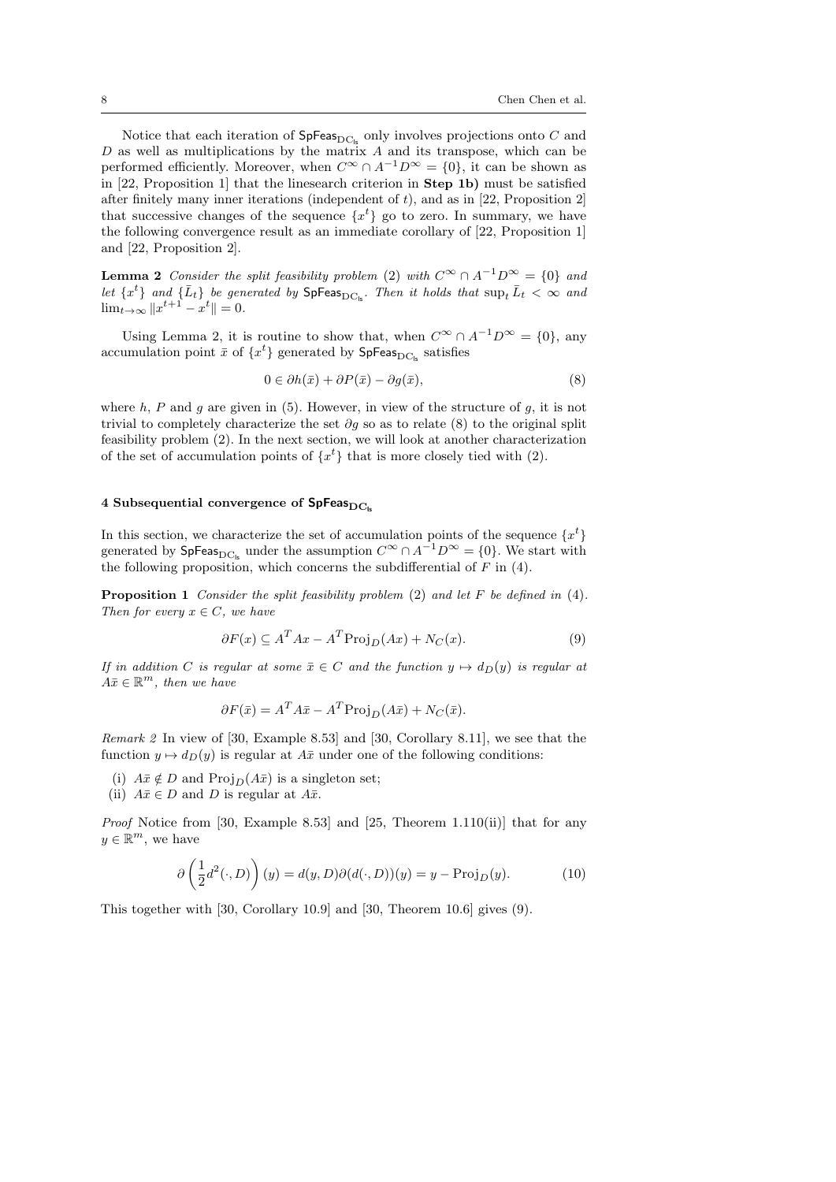Notice that each iteration of $\mathsf{SpFeas}_{\mathrm{DC}_{\mathrm{ls}}}$ only involves projections onto $C$ and $D$ as well as multiplications by the matrix $A$ and its transpose, which can be performed efficiently. Moreover, when $C^\infty \cap A^{-1}D^\infty = \{0\}$, it can be shown as in [22, Proposition 1] that the linesearch criterion in **Step 1b)** must be satisfied after finitely many inner iterations (independent of $t$), and as in [22, Proposition 2] that successive changes of the sequence $\{x^t\}$ go to zero. In summary, we have the following convergence result as an immediate corollary of [22, Proposition 1] and [22, Proposition 2].

**Lemma 2** *Consider the split feasibility problem* (2) *with* $C^\infty \cap A^{-1}D^\infty = \{0\}$ *and let* $\{x^t\}$ *and* $\{\bar{L}_t\}$ *be generated by* $\mathsf{SpFeas}_{\mathrm{DC}_{\mathrm{ls}}}$. *Then it holds that* $\sup_t \bar{L}_t < \infty$ *and* $\lim_{t\to\infty} \|x^{t+1} - x^t\| = 0$.

Using Lemma 2, it is routine to show that, when $C^\infty \cap A^{-1}D^\infty = \{0\}$, any accumulation point $\bar{x}$ of $\{x^t\}$ generated by $\mathsf{SpFeas}_{\mathrm{DC}_{\mathrm{ls}}}$ satisfies

$$0 \in \partial h(\bar{x}) + \partial P(\bar{x}) - \partial g(\bar{x}), \tag{8}$$

where $h$, $P$ and $g$ are given in (5). However, in view of the structure of $g$, it is not trivial to completely characterize the set $\partial g$ so as to relate (8) to the original split feasibility problem (2). In the next section, we will look at another characterization of the set of accumulation points of $\{x^t\}$ that is more closely tied with (2).

## 4 Subsequential convergence of $\mathsf{SpFeas}_{\mathrm{DC}_{\mathrm{ls}}}$

In this section, we characterize the set of accumulation points of the sequence $\{x^t\}$ generated by $\mathsf{SpFeas}_{\mathrm{DC}_{\mathrm{ls}}}$ under the assumption $C^\infty \cap A^{-1}D^\infty = \{0\}$. We start with the following proposition, which concerns the subdifferential of $F$ in (4).

**Proposition 1** *Consider the split feasibility problem* (2) *and let* $F$ *be defined in* (4). *Then for every* $x \in C$, *we have*

$$\partial F(x) \subseteq A^T Ax - A^T \mathrm{Proj}_D(Ax) + N_C(x). \tag{9}$$

*If in addition* $C$ *is regular at some* $\bar{x} \in C$ *and the function* $y \mapsto d_D(y)$ *is regular at* $A\bar{x} \in \mathbb{R}^m$, *then we have*

$$\partial F(\bar{x}) = A^T A\bar{x} - A^T \mathrm{Proj}_D(A\bar{x}) + N_C(\bar{x}).$$

*Remark 2* In view of [30, Example 8.53] and [30, Corollary 8.11], we see that the function $y \mapsto d_D(y)$ is regular at $A\bar{x}$ under one of the following conditions:

(i) $A\bar{x} \notin D$ and $\mathrm{Proj}_D(A\bar{x})$ is a singleton set;
(ii) $A\bar{x} \in D$ and $D$ is regular at $A\bar{x}$.

*Proof* Notice from [30, Example 8.53] and [25, Theorem 1.110(ii)] that for any $y \in \mathbb{R}^m$, we have

$$\partial \left( \frac{1}{2} d^2(\cdot, D) \right)(y) = d(y, D)\partial(d(\cdot, D))(y) = y - \mathrm{Proj}_D(y). \tag{10}$$

This together with [30, Corollary 10.9] and [30, Theorem 10.6] gives (9).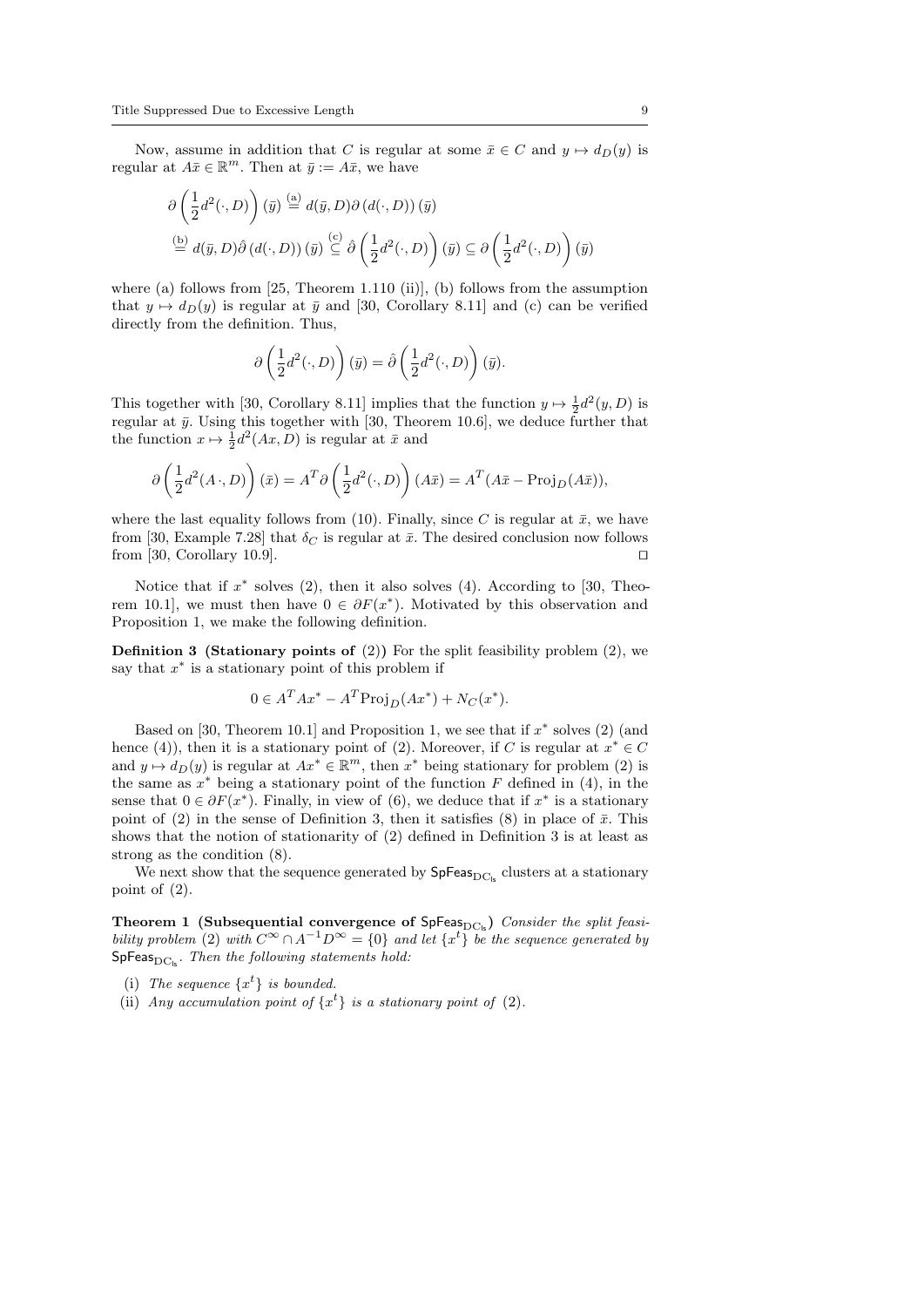Now, assume in addition that $C$ is regular at some $\bar{x} \in C$ and $y \mapsto d_D(y)$ is regular at $A\bar{x} \in \mathbb{R}^m$. Then at $\bar{y} := A\bar{x}$, we have

$$
\begin{aligned}
&\partial \left( \frac{1}{2} d^2(\cdot, D) \right)(\bar{y}) \overset{\text{(a)}}{=} d(\bar{y}, D)\partial \left( d(\cdot, D) \right)(\bar{y}) \\
&\overset{\text{(b)}}{=} d(\bar{y}, D)\hat{\partial} \left( d(\cdot, D) \right)(\bar{y}) \overset{\text{(c)}}{\subseteq} \hat{\partial} \left( \frac{1}{2} d^2(\cdot, D) \right)(\bar{y}) \subseteq \partial \left( \frac{1}{2} d^2(\cdot, D) \right)(\bar{y})
\end{aligned}
$$

where (a) follows from [25, Theorem 1.110 (ii)], (b) follows from the assumption that $y \mapsto d_D(y)$ is regular at $\bar{y}$ and [30, Corollary 8.11] and (c) can be verified directly from the definition. Thus,

$$
\partial \left( \frac{1}{2} d^2(\cdot, D) \right)(\bar{y}) = \hat{\partial} \left( \frac{1}{2} d^2(\cdot, D) \right)(\bar{y}).
$$

This together with [30, Corollary 8.11] implies that the function $y \mapsto \frac{1}{2}d^2(y, D)$ is regular at $\bar{y}$. Using this together with [30, Theorem 10.6], we deduce further that the function $x \mapsto \frac{1}{2}d^2(Ax, D)$ is regular at $\bar{x}$ and

$$
\partial \left( \frac{1}{2} d^2(A\,\cdot, D) \right)(\bar{x}) = A^T \partial \left( \frac{1}{2} d^2(\cdot, D) \right)(A\bar{x}) = A^T(A\bar{x} - \mathrm{Proj}_D(A\bar{x})),
$$

where the last equality follows from (10). Finally, since $C$ is regular at $\bar{x}$, we have from [30, Example 7.28] that $\delta_C$ is regular at $\bar{x}$. The desired conclusion now follows from [30, Corollary 10.9]. ◻

Notice that if $x^*$ solves (2), then it also solves (4). According to [30, Theorem 10.1], we must then have $0 \in \partial F(x^*)$. Motivated by this observation and Proposition 1, we make the following definition.

**Definition 3 (Stationary points of (2))** For the split feasibility problem (2), we say that $x^*$ is a stationary point of this problem if

$$
0 \in A^T A x^* - A^T \mathrm{Proj}_D(Ax^*) + N_C(x^*).
$$

Based on [30, Theorem 10.1] and Proposition 1, we see that if $x^*$ solves (2) (and hence (4)), then it is a stationary point of (2). Moreover, if $C$ is regular at $x^* \in C$ and $y \mapsto d_D(y)$ is regular at $Ax^* \in \mathbb{R}^m$, then $x^*$ being stationary for problem (2) is the same as $x^*$ being a stationary point of the function $F$ defined in (4), in the sense that $0 \in \partial F(x^*)$. Finally, in view of (6), we deduce that if $x^*$ is a stationary point of (2) in the sense of Definition 3, then it satisfies (8) in place of $\bar{x}$. This shows that the notion of stationarity of (2) defined in Definition 3 is at least as strong as the condition (8).

We next show that the sequence generated by $\mathsf{SpFeas}_{\mathrm{DC}_{\mathrm{ls}}}$ clusters at a stationary point of (2).

**Theorem 1 (Subsequential convergence of $\mathsf{SpFeas}_{\mathrm{DC}_{\mathrm{ls}}}$)** *Consider the split feasibility problem (2) with $C^\infty \cap A^{-1}D^\infty = \{0\}$ and let $\{x^t\}$ be the sequence generated by $\mathsf{SpFeas}_{\mathrm{DC}_{\mathrm{ls}}}$. Then the following statements hold:*

(i) *The sequence $\{x^t\}$ is bounded.*

(ii) *Any accumulation point of $\{x^t\}$ is a stationary point of (2).*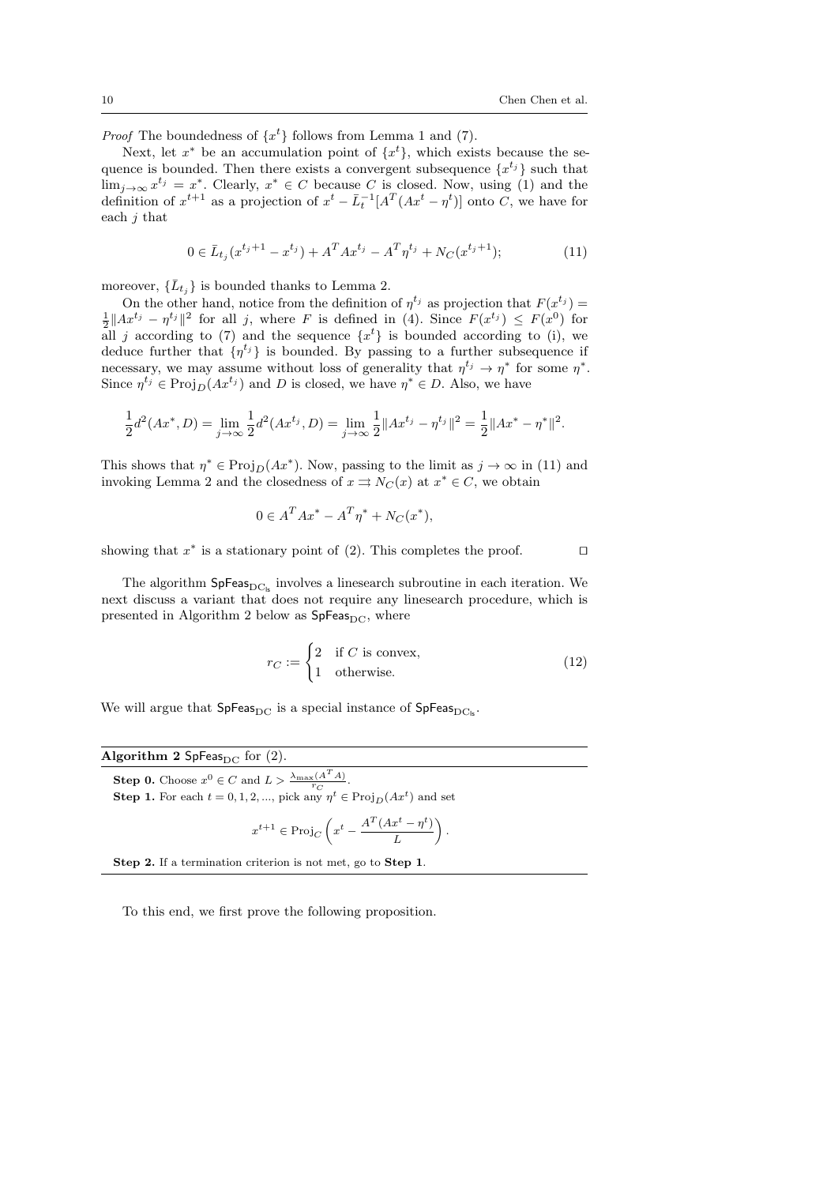*Proof* The boundedness of $\{x^t\}$ follows from Lemma 1 and (7).

Next, let $x^*$ be an accumulation point of $\{x^t\}$, which exists because the sequence is bounded. Then there exists a convergent subsequence $\{x^{t_j}\}$ such that $\lim_{j\to\infty} x^{t_j} = x^*$. Clearly, $x^* \in C$ because $C$ is closed. Now, using (1) and the definition of $x^{t+1}$ as a projection of $x^t - \bar{L}_t^{-1}[A^T(Ax^t - \eta^t)]$ onto $C$, we have for each $j$ that

$$0 \in \bar{L}_{t_j}(x^{t_j+1} - x^{t_j}) + A^T A x^{t_j} - A^T \eta^{t_j} + N_C(x^{t_j+1}); \tag{11}$$

moreover, $\{\bar{L}_{t_j}\}$ is bounded thanks to Lemma 2.

On the other hand, notice from the definition of $\eta^{t_j}$ as projection that $F(x^{t_j}) = \frac{1}{2}\|Ax^{t_j} - \eta^{t_j}\|^2$ for all $j$, where $F$ is defined in (4). Since $F(x^{t_j}) \le F(x^0)$ for all $j$ according to (7) and the sequence $\{x^t\}$ is bounded according to (i), we deduce further that $\{\eta^{t_j}\}$ is bounded. By passing to a further subsequence if necessary, we may assume without loss of generality that $\eta^{t_j} \to \eta^*$ for some $\eta^*$. Since $\eta^{t_j} \in \text{Proj}_D(Ax^{t_j})$ and $D$ is closed, we have $\eta^* \in D$. Also, we have

$$\frac{1}{2}d^2(Ax^*, D) = \lim_{j\to\infty} \frac{1}{2}d^2(Ax^{t_j}, D) = \lim_{j\to\infty} \frac{1}{2}\|Ax^{t_j} - \eta^{t_j}\|^2 = \frac{1}{2}\|Ax^* - \eta^*\|^2.$$

This shows that $\eta^* \in \text{Proj}_D(Ax^*)$. Now, passing to the limit as $j \to \infty$ in (11) and invoking Lemma 2 and the closedness of $x \rightrightarrows N_C(x)$ at $x^* \in C$, we obtain

$$0 \in A^T A x^* - A^T \eta^* + N_C(x^*),$$

showing that $x^*$ is a stationary point of (2). This completes the proof. $\square$

The algorithm $\mathsf{SpFeas}_{\mathrm{DC_{ls}}}$ involves a linesearch subroutine in each iteration. We next discuss a variant that does not require any linesearch procedure, which is presented in Algorithm 2 below as $\mathsf{SpFeas}_{\mathrm{DC}}$, where

$$r_C := \begin{cases} 2 & \text{if } C \text{ is convex,} \\ 1 & \text{otherwise.} \end{cases} \tag{12}$$

We will argue that $\mathsf{SpFeas}_{\mathrm{DC}}$ is a special instance of $\mathsf{SpFeas}_{\mathrm{DC_{ls}}}$.

---

**Algorithm 2** $\mathsf{SpFeas}_{\mathrm{DC}}$ for (2).

---

**Step 0.** Choose $x^0 \in C$ and $L > \frac{\lambda_{\max}(A^T A)}{r_C}$.

**Step 1.** For each $t = 0, 1, 2, \ldots$, pick any $\eta^t \in \text{Proj}_D(Ax^t)$ and set

$$x^{t+1} \in \text{Proj}_C\left(x^t - \frac{A^T(Ax^t - \eta^t)}{L}\right).$$

**Step 2.** If a termination criterion is not met, go to **Step 1**.

---

To this end, we first prove the following proposition.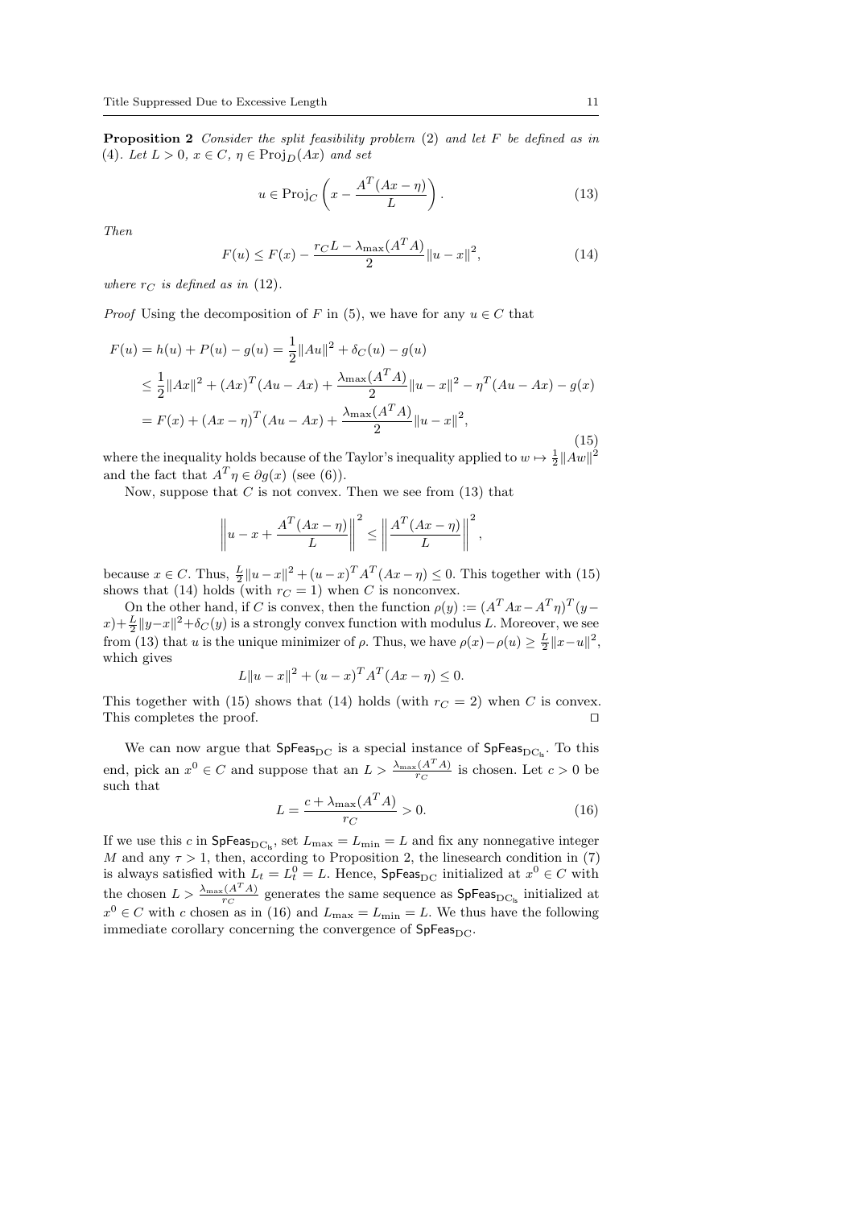**Proposition 2** *Consider the split feasibility problem* (2) *and let $F$ be defined as in* (4)*. Let $L > 0$, $x \in C$, $\eta \in \mathrm{Proj}_D(Ax)$ and set*

$$u \in \mathrm{Proj}_C\left(x - \frac{A^T(Ax - \eta)}{L}\right). \tag{13}$$

*Then*

$$F(u) \le F(x) - \frac{r_C L - \lambda_{\max}(A^T A)}{2}\|u - x\|^2, \tag{14}$$

*where $r_C$ is defined as in* (12)*.*

*Proof* Using the decomposition of $F$ in (5), we have for any $u \in C$ that

$$\begin{aligned}
F(u) &= h(u) + P(u) - g(u) = \frac{1}{2}\|Au\|^2 + \delta_C(u) - g(u) \\
&\le \frac{1}{2}\|Ax\|^2 + (Ax)^T(Au - Ax) + \frac{\lambda_{\max}(A^T A)}{2}\|u - x\|^2 - \eta^T(Au - Ax) - g(x) \\
&= F(x) + (Ax - \eta)^T(Au - Ax) + \frac{\lambda_{\max}(A^T A)}{2}\|u - x\|^2,
\end{aligned} \tag{15}$$

where the inequality holds because of the Taylor's inequality applied to $w \mapsto \frac{1}{2}\|Aw\|^2$ and the fact that $A^T\eta \in \partial g(x)$ (see (6)).

Now, suppose that $C$ is not convex. Then we see from (13) that

$$\left\|u - x + \frac{A^T(Ax - \eta)}{L}\right\|^2 \le \left\|\frac{A^T(Ax - \eta)}{L}\right\|^2,$$

because $x \in C$. Thus, $\frac{L}{2}\|u - x\|^2 + (u - x)^T A^T(Ax - \eta) \le 0$. This together with (15) shows that (14) holds (with $r_C = 1$) when $C$ is nonconvex.

On the other hand, if $C$ is convex, then the function $\rho(y) := (A^T Ax - A^T\eta)^T(y - x) + \frac{L}{2}\|y - x\|^2 + \delta_C(y)$ is a strongly convex function with modulus $L$. Moreover, we see from (13) that $u$ is the unique minimizer of $\rho$. Thus, we have $\rho(x) - \rho(u) \ge \frac{L}{2}\|x - u\|^2$, which gives

$$L\|u - x\|^2 + (u - x)^T A^T(Ax - \eta) \le 0.$$

This together with (15) shows that (14) holds (with $r_C = 2$) when $C$ is convex. This completes the proof. ⊓⊔

We can now argue that $\mathsf{SpFeas}_{\mathrm{DC}}$ is a special instance of $\mathsf{SpFeas}_{\mathrm{DC_{ls}}}$. To this end, pick an $x^0 \in C$ and suppose that an $L > \frac{\lambda_{\max}(A^T A)}{r_C}$ is chosen. Let $c > 0$ be such that

$$L = \frac{c + \lambda_{\max}(A^T A)}{r_C} > 0. \tag{16}$$

If we use this $c$ in $\mathsf{SpFeas}_{\mathrm{DC_{ls}}}$, set $L_{\max} = L_{\min} = L$ and fix any nonnegative integer $M$ and any $\tau > 1$, then, according to Proposition 2, the linesearch condition in (7) is always satisfied with $L_t = L_t^0 = L$. Hence, $\mathsf{SpFeas}_{\mathrm{DC}}$ initialized at $x^0 \in C$ with the chosen $L > \frac{\lambda_{\max}(A^T A)}{r_C}$ generates the same sequence as $\mathsf{SpFeas}_{\mathrm{DC_{ls}}}$ initialized at $x^0 \in C$ with $c$ chosen as in (16) and $L_{\max} = L_{\min} = L$. We thus have the following immediate corollary concerning the convergence of $\mathsf{SpFeas}_{\mathrm{DC}}$.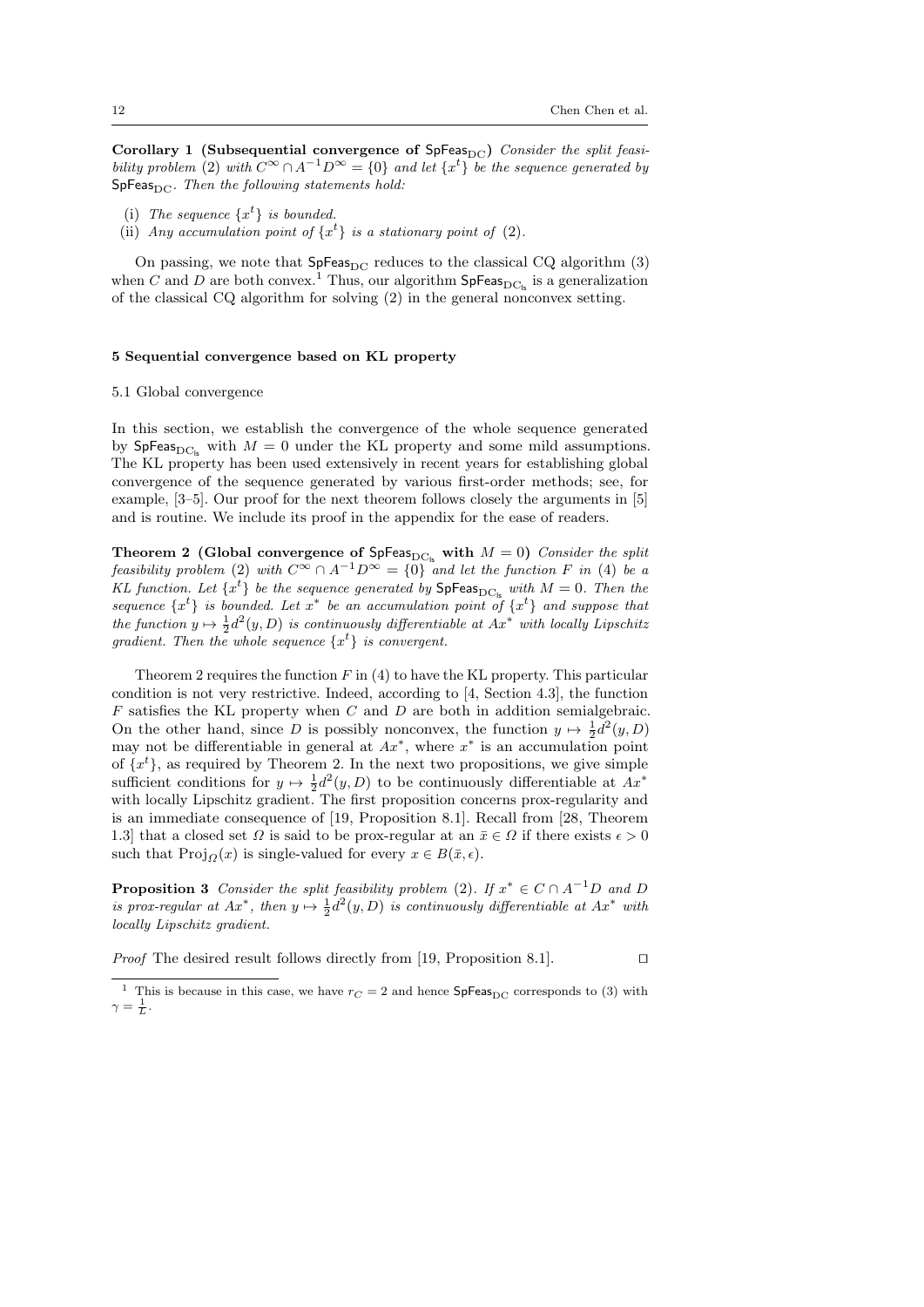**Corollary 1 (Subsequential convergence of $\mathsf{SpFeas}_{\mathrm{DC}}$)** *Consider the split feasibility problem* (2) *with $C^\infty \cap A^{-1}D^\infty = \{0\}$ and let $\{x^t\}$ be the sequence generated by $\mathsf{SpFeas}_{\mathrm{DC}}$. Then the following statements hold:*

(i) *The sequence $\{x^t\}$ is bounded.*
(ii) *Any accumulation point of $\{x^t\}$ is a stationary point of* (2).

On passing, we note that $\mathsf{SpFeas}_{\mathrm{DC}}$ reduces to the classical CQ algorithm (3) when $C$ and $D$ are both convex.[1] Thus, our algorithm $\mathsf{SpFeas}_{\mathrm{DC_{ls}}}$ is a generalization of the classical CQ algorithm for solving (2) in the general nonconvex setting.

## 5 Sequential convergence based on KL property

### 5.1 Global convergence

In this section, we establish the convergence of the whole sequence generated by $\mathsf{SpFeas}_{\mathrm{DC_{ls}}}$ with $M = 0$ under the KL property and some mild assumptions. The KL property has been used extensively in recent years for establishing global convergence of the sequence generated by various first-order methods; see, for example, [3–5]. Our proof for the next theorem follows closely the arguments in [5] and is routine. We include its proof in the appendix for the ease of readers.

**Theorem 2 (Global convergence of $\mathsf{SpFeas}_{\mathrm{DC_{ls}}}$ with $M = 0$)** *Consider the split feasibility problem* (2) *with $C^\infty \cap A^{-1}D^\infty = \{0\}$ and let the function $F$ in* (4) *be a KL function. Let $\{x^t\}$ be the sequence generated by $\mathsf{SpFeas}_{\mathrm{DC_{ls}}}$ with $M = 0$. Then the sequence $\{x^t\}$ is bounded. Let $x^*$ be an accumulation point of $\{x^t\}$ and suppose that the function $y \mapsto \frac{1}{2}d^2(y, D)$ is continuously differentiable at $Ax^*$ with locally Lipschitz gradient. Then the whole sequence $\{x^t\}$ is convergent.*

Theorem 2 requires the function $F$ in (4) to have the KL property. This particular condition is not very restrictive. Indeed, according to [4, Section 4.3], the function $F$ satisfies the KL property when $C$ and $D$ are both in addition semialgebraic. On the other hand, since $D$ is possibly nonconvex, the function $y \mapsto \frac{1}{2}d^2(y, D)$ may not be differentiable in general at $Ax^*$, where $x^*$ is an accumulation point of $\{x^t\}$, as required by Theorem 2. In the next two propositions, we give simple sufficient conditions for $y \mapsto \frac{1}{2}d^2(y, D)$ to be continuously differentiable at $Ax^*$ with locally Lipschitz gradient. The first proposition concerns prox-regularity and is an immediate consequence of [19, Proposition 8.1]. Recall from [28, Theorem 1.3] that a closed set $\Omega$ is said to be prox-regular at an $\bar{x} \in \Omega$ if there exists $\epsilon > 0$ such that $\mathrm{Proj}_\Omega(x)$ is single-valued for every $x \in B(\bar{x}, \epsilon)$.

**Proposition 3** *Consider the split feasibility problem* (2). *If $x^* \in C \cap A^{-1}D$ and $D$ is prox-regular at $Ax^*$, then $y \mapsto \frac{1}{2}d^2(y, D)$ is continuously differentiable at $Ax^*$ with locally Lipschitz gradient.*

*Proof* The desired result follows directly from [19, Proposition 8.1]. ◻

[1] This is because in this case, we have $r_C = 2$ and hence $\mathsf{SpFeas}_{\mathrm{DC}}$ corresponds to (3) with $\gamma = \frac{1}{L}$.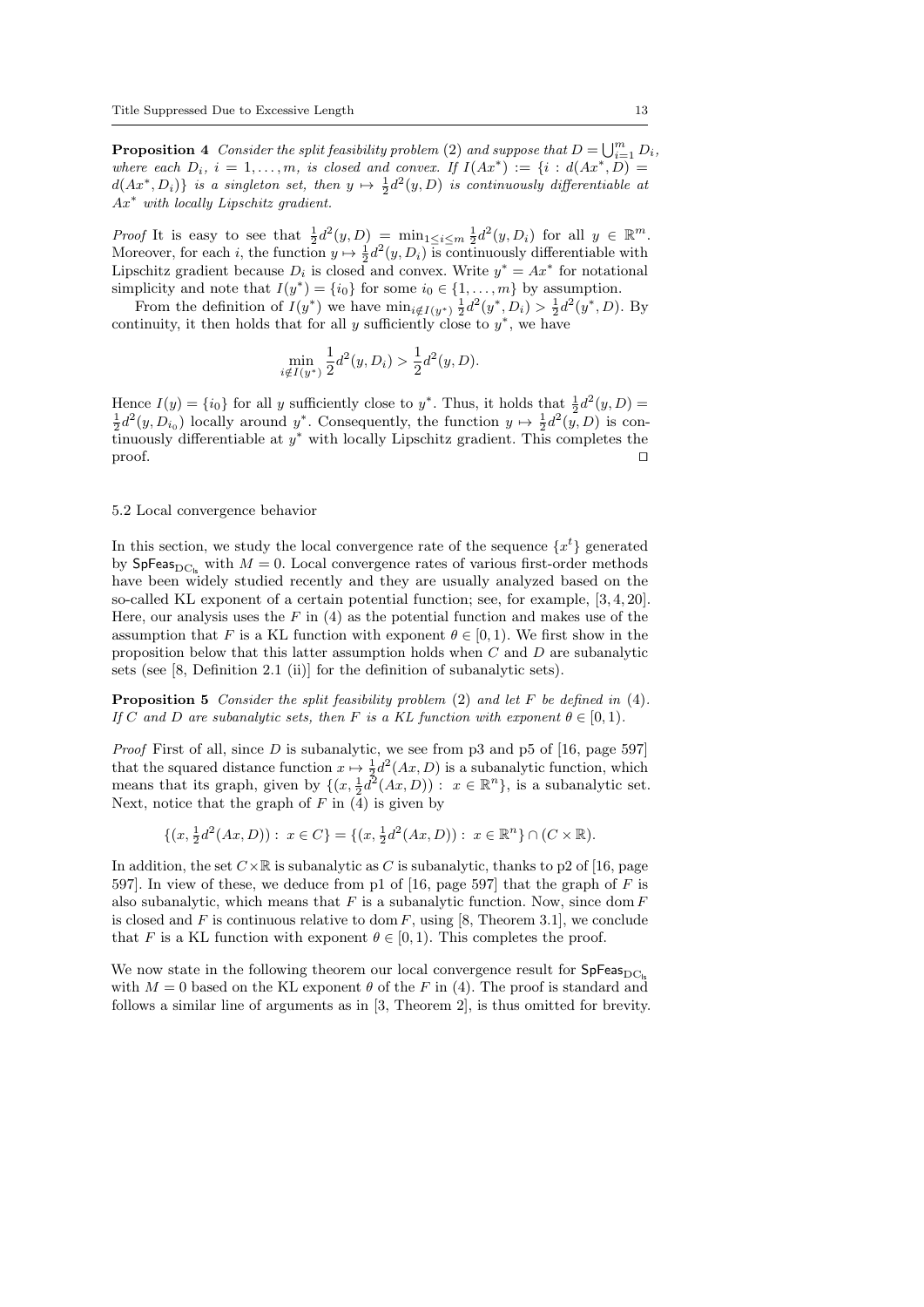**Proposition 4** *Consider the split feasibility problem* (2) *and suppose that* $D = \bigcup_{i=1}^m D_i$*, where each* $D_i$*,* $i = 1, \ldots, m$*, is closed and convex. If* $I(Ax^*) := \{i : d(Ax^*, D) = d(Ax^*, D_i)\}$ *is a singleton set, then* $y \mapsto \frac{1}{2}d^2(y, D)$ *is continuously differentiable at* $Ax^*$ *with locally Lipschitz gradient.*

*Proof* It is easy to see that $\frac{1}{2}d^2(y, D) = \min_{1\le i\le m} \frac{1}{2}d^2(y, D_i)$ for all $y \in \mathbb{R}^m$. Moreover, for each $i$, the function $y \mapsto \frac{1}{2}d^2(y, D_i)$ is continuously differentiable with Lipschitz gradient because $D_i$ is closed and convex. Write $y^* = Ax^*$ for notational simplicity and note that $I(y^*) = \{i_0\}$ for some $i_0 \in \{1, \ldots, m\}$ by assumption.

From the definition of $I(y^*)$ we have $\min_{i\notin I(y^*)} \frac{1}{2}d^2(y^*, D_i) > \frac{1}{2}d^2(y^*, D)$. By continuity, it then holds that for all $y$ sufficiently close to $y^*$, we have

$$\min_{i\notin I(y^*)} \frac{1}{2}d^2(y, D_i) > \frac{1}{2}d^2(y, D).$$

Hence $I(y) = \{i_0\}$ for all $y$ sufficiently close to $y^*$. Thus, it holds that $\frac{1}{2}d^2(y, D) = \frac{1}{2}d^2(y, D_{i_0})$ locally around $y^*$. Consequently, the function $y \mapsto \frac{1}{2}d^2(y, D)$ is continuously differentiable at $y^*$ with locally Lipschitz gradient. This completes the proof. ⊓⊔

### 5.2 Local convergence behavior

In this section, we study the local convergence rate of the sequence $\{x^t\}$ generated by $\mathsf{SpFeas}_{\mathrm{DC_{ls}}}$ with $M = 0$. Local convergence rates of various first-order methods have been widely studied recently and they are usually analyzed based on the so-called KL exponent of a certain potential function; see, for example, [3, 4, 20]. Here, our analysis uses the $F$ in (4) as the potential function and makes use of the assumption that $F$ is a KL function with exponent $\theta \in [0, 1)$. We first show in the proposition below that this latter assumption holds when $C$ and $D$ are subanalytic sets (see [8, Definition 2.1 (ii)] for the definition of subanalytic sets).

**Proposition 5** *Consider the split feasibility problem* (2) *and let* $F$ *be defined in* (4)*. If* $C$ *and* $D$ *are subanalytic sets, then* $F$ *is a KL function with exponent* $\theta \in [0, 1)$*.*

*Proof* First of all, since $D$ is subanalytic, we see from p3 and p5 of [16, page 597] that the squared distance function $x \mapsto \frac{1}{2}d^2(Ax, D)$ is a subanalytic function, which means that its graph, given by $\{(x, \frac{1}{2}d^2(Ax, D)) : x \in \mathbb{R}^n\}$, is a subanalytic set. Next, notice that the graph of $F$ in (4) is given by

$$\{(x, \tfrac{1}{2}d^2(Ax, D)) : x \in C\} = \{(x, \tfrac{1}{2}d^2(Ax, D)) : x \in \mathbb{R}^n\} \cap (C \times \mathbb{R}).$$

In addition, the set $C\times\mathbb{R}$ is subanalytic as $C$ is subanalytic, thanks to p2 of [16, page 597]. In view of these, we deduce from p1 of [16, page 597] that the graph of $F$ is also subanalytic, which means that $F$ is a subanalytic function. Now, since $\operatorname{dom} F$ is closed and $F$ is continuous relative to $\operatorname{dom} F$, using [8, Theorem 3.1], we conclude that $F$ is a KL function with exponent $\theta \in [0, 1)$. This completes the proof.

We now state in the following theorem our local convergence result for $\mathsf{SpFeas}_{\mathrm{DC_{ls}}}$ with $M = 0$ based on the KL exponent $\theta$ of the $F$ in (4). The proof is standard and follows a similar line of arguments as in [3, Theorem 2], is thus omitted for brevity.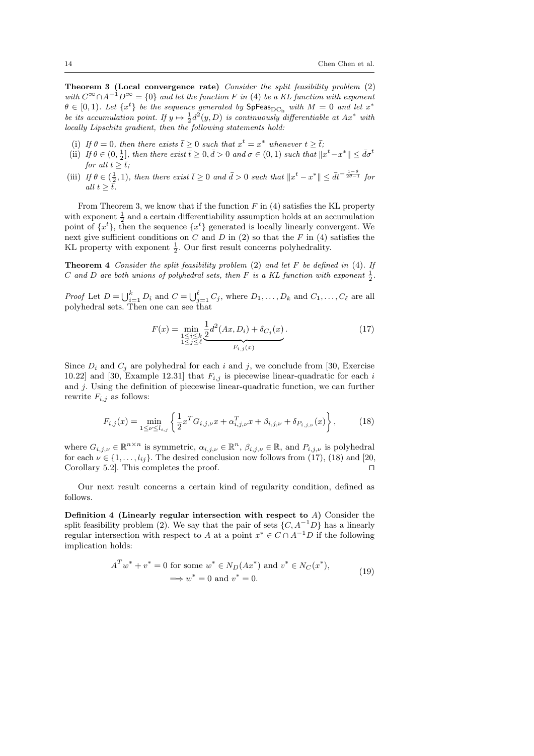**Theorem 3 (Local convergence rate)** *Consider the split feasibility problem* (2) *with* $C^\infty \cap A^{-1}D^\infty = \{0\}$ *and let the function* $F$ *in* (4) *be a KL function with exponent* $\theta \in [0, 1)$. *Let* $\{x^t\}$ *be the sequence generated by* $\mathsf{SpFeas}_{\mathrm{DC_{ls}}}$ *with* $M = 0$ *and let* $x^*$ *be its accumulation point. If* $y \mapsto \frac{1}{2}d^2(y, D)$ *is continuously differentiable at* $Ax^*$ *with locally Lipschitz gradient, then the following statements hold:*

- (i) *If* $\theta = 0$, *then there exists* $\bar{t} \geq 0$ *such that* $x^t = x^*$ *whenever* $t \geq \bar{t}$;
- (ii) *If* $\theta \in (0, \frac{1}{2}]$, *then there exist* $\bar{t} \geq 0, \bar{d} > 0$ *and* $\sigma \in (0, 1)$ *such that* $\|x^t - x^*\| \leq \bar{d}\sigma^t$ *for all* $t \geq \bar{t}$;
- (iii) *If* $\theta \in (\frac{1}{2}, 1)$, *then there exist* $\bar{t} \geq 0$ *and* $\bar{d} > 0$ *such that* $\|x^t - x^*\| \leq \bar{d}t^{-\frac{1-\theta}{2\theta-1}}$ *for all* $t \geq \bar{t}$.

From Theorem 3, we know that if the function $F$ in (4) satisfies the KL property with exponent $\frac{1}{2}$ and a certain differentiability assumption holds at an accumulation point of $\{x^t\}$, then the sequence $\{x^t\}$ generated is locally linearly convergent. We next give sufficient conditions on $C$ and $D$ in (2) so that the $F$ in (4) satisfies the KL property with exponent $\frac{1}{2}$. Our first result concerns polyhedrality.

**Theorem 4** *Consider the split feasibility problem* (2) *and let* $F$ *be defined in* (4). *If* $C$ *and* $D$ *are both unions of polyhedral sets, then* $F$ *is a KL function with exponent* $\frac{1}{2}$.

*Proof* Let $D = \bigcup_{i=1}^k D_i$ and $C = \bigcup_{j=1}^\ell C_j$, where $D_1, \ldots, D_k$ and $C_1, \ldots, C_\ell$ are all polyhedral sets. Then one can see that

$$F(x) = \min_{\substack{1\leq i\leq k\\ 1\leq j\leq \ell}} \underbrace{\frac{1}{2}d^2(Ax, D_i) + \delta_{C_j}(x)}_{F_{i,j}(x)}. \tag{17}$$

Since $D_i$ and $C_j$ are polyhedral for each $i$ and $j$, we conclude from [30, Exercise 10.22] and [30, Example 12.31] that $F_{i,j}$ is piecewise linear-quadratic for each $i$ and $j$. Using the definition of piecewise linear-quadratic function, we can further rewrite $F_{i,j}$ as follows:

$$F_{i,j}(x) = \min_{1\leq \nu\leq l_{i,j}} \left\{ \frac{1}{2}x^T G_{i,j,\nu}x + \alpha_{i,j,\nu}^T x + \beta_{i,j,\nu} + \delta_{P_{i,j,\nu}}(x) \right\}, \tag{18}$$

where $G_{i,j,\nu} \in \mathbb{R}^{n\times n}$ is symmetric, $\alpha_{i,j,\nu} \in \mathbb{R}^n$, $\beta_{i,j,\nu} \in \mathbb{R}$, and $P_{i,j,\nu}$ is polyhedral for each $\nu \in \{1, \ldots, l_{ij}\}$. The desired conclusion now follows from (17), (18) and [20, Corollary 5.2]. This completes the proof. ⊓⊔

Our next result concerns a certain kind of regularity condition, defined as follows.

**Definition 4 (Linearly regular intersection with respect to $A$)** Consider the split feasibility problem (2). We say that the pair of sets $\{C, A^{-1}D\}$ has a linearly regular intersection with respect to $A$ at a point $x^* \in C \cap A^{-1}D$ if the following implication holds:

$$\begin{aligned} &A^T w^* + v^* = 0 \text{ for some } w^* \in N_D(Ax^*) \text{ and } v^* \in N_C(x^*), \\ &\qquad \Longrightarrow w^* = 0 \text{ and } v^* = 0. \end{aligned} \tag{19}$$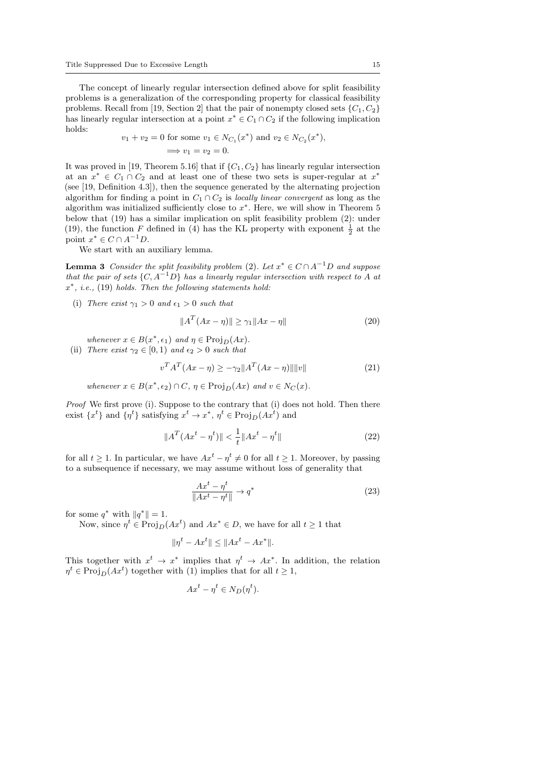The concept of linearly regular intersection defined above for split feasibility problems is a generalization of the corresponding property for classical feasibility problems. Recall from [19, Section 2] that the pair of nonempty closed sets $\{C_1, C_2\}$ has linearly regular intersection at a point $x^* \in C_1 \cap C_2$ if the following implication holds:

$$
\begin{aligned}
&v_1 + v_2 = 0 \text{ for some } v_1 \in N_{C_1}(x^*) \text{ and } v_2 \in N_{C_2}(x^*),\\
&\quad \Longrightarrow v_1 = v_2 = 0.
\end{aligned}
$$

It was proved in [19, Theorem 5.16] that if $\{C_1, C_2\}$ has linearly regular intersection at an $x^* \in C_1 \cap C_2$ and at least one of these two sets is super-regular at $x^*$ (see [19, Definition 4.3]), then the sequence generated by the alternating projection algorithm for finding a point in $C_1 \cap C_2$ is *locally linear convergent* as long as the algorithm was initialized sufficiently close to $x^*$. Here, we will show in Theorem 5 below that (19) has a similar implication on split feasibility problem (2): under (19), the function $F$ defined in (4) has the KL property with exponent $\frac{1}{2}$ at the point $x^* \in C \cap A^{-1}D$.

We start with an auxiliary lemma.

**Lemma 3** *Consider the split feasibility problem (2). Let $x^* \in C \cap A^{-1}D$ and suppose that the pair of sets $\{C, A^{-1}D\}$ has a linearly regular intersection with respect to $A$ at $x^*$, i.e., (19) holds. Then the following statements hold:*

(i) *There exist $\gamma_1 > 0$ and $\epsilon_1 > 0$ such that*

$$
\|A^T(Ax - \eta)\| \geq \gamma_1 \|Ax - \eta\| \tag{20}
$$

*whenever $x \in B(x^*, \epsilon_1)$ and $\eta \in \mathrm{Proj}_D(Ax)$.*

(ii) *There exist $\gamma_2 \in [0, 1)$ and $\epsilon_2 > 0$ such that*

$$
v^T A^T(Ax - \eta) \geq -\gamma_2 \|A^T(Ax - \eta)\| \|v\| \tag{21}
$$

*whenever $x \in B(x^*, \epsilon_2) \cap C$, $\eta \in \mathrm{Proj}_D(Ax)$ and $v \in N_C(x)$.*

*Proof* We first prove (i). Suppose to the contrary that (i) does not hold. Then there exist $\{x^t\}$ and $\{\eta^t\}$ satisfying $x^t \to x^*$, $\eta^t \in \mathrm{Proj}_D(Ax^t)$ and

$$
\|A^T(Ax^t - \eta^t)\| < \frac{1}{t}\|Ax^t - \eta^t\| \tag{22}
$$

for all $t \geq 1$. In particular, we have $Ax^t - \eta^t \neq 0$ for all $t \geq 1$. Moreover, by passing to a subsequence if necessary, we may assume without loss of generality that

$$
\frac{Ax^t - \eta^t}{\|Ax^t - \eta^t\|} \to q^* \tag{23}
$$

for some $q^*$ with $\|q^*\| = 1$.

Now, since $\eta^t \in \mathrm{Proj}_D(Ax^t)$ and $Ax^* \in D$, we have for all $t \geq 1$ that

$$
\|\eta^t - Ax^t\| \leq \|Ax^t - Ax^*\|.
$$

This together with $x^t \to x^*$ implies that $\eta^t \to Ax^*$. In addition, the relation $\eta^t \in \mathrm{Proj}_D(Ax^t)$ together with (1) implies that for all $t \geq 1$,

$$
Ax^t - \eta^t \in N_D(\eta^t).
$$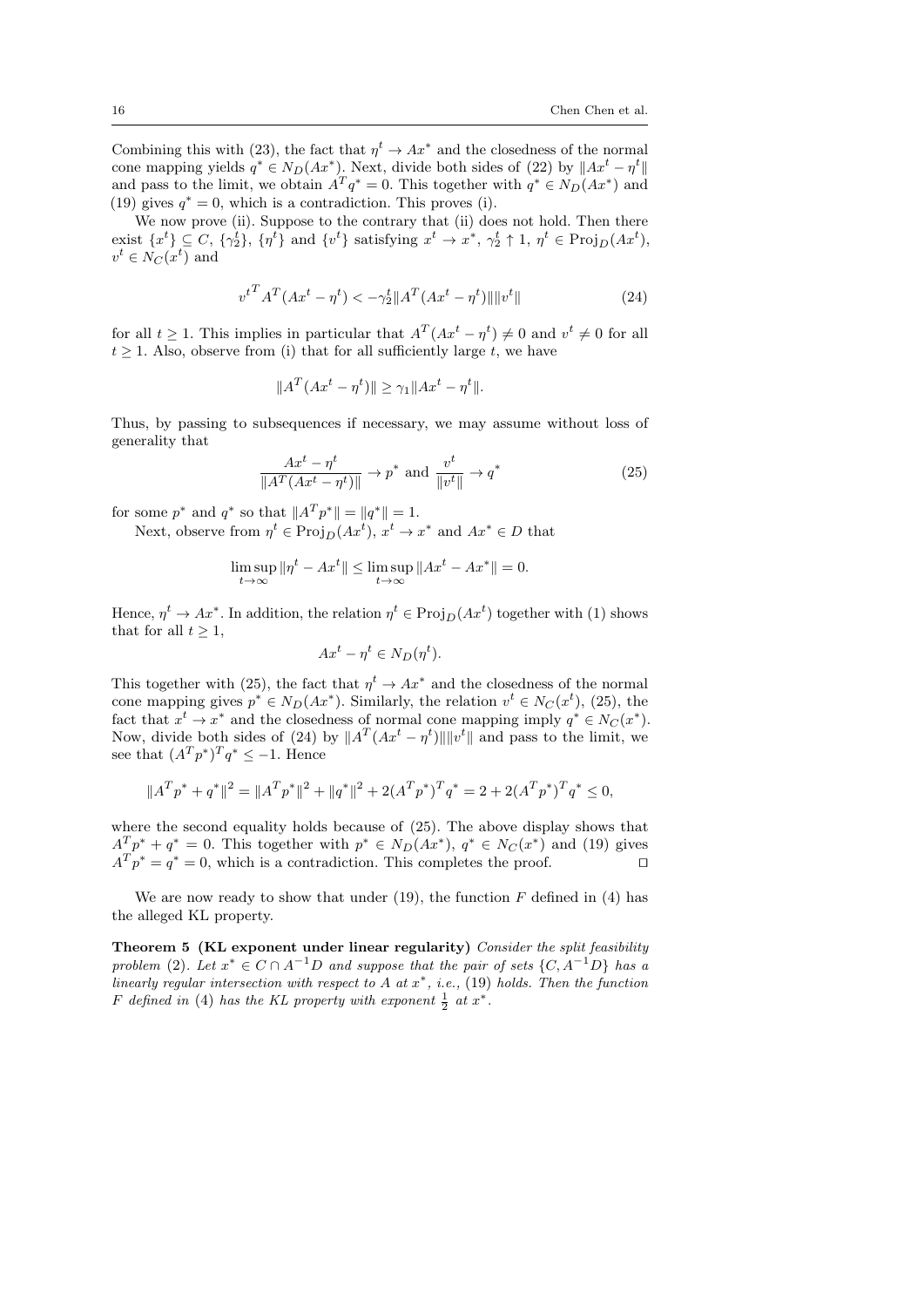Combining this with (23), the fact that $\eta^t \to Ax^*$ and the closedness of the normal cone mapping yields $q^* \in N_D(Ax^*)$. Next, divide both sides of (22) by $\|Ax^t - \eta^t\|$ and pass to the limit, we obtain $A^T q^* = 0$. This together with $q^* \in N_D(Ax^*)$ and (19) gives $q^* = 0$, which is a contradiction. This proves (i).

We now prove (ii). Suppose to the contrary that (ii) does not hold. Then there exist $\{x^t\} \subseteq C$, $\{\gamma_2^t\}$, $\{\eta^t\}$ and $\{v^t\}$ satisfying $x^t \to x^*$, $\gamma_2^t \uparrow 1$, $\eta^t \in \mathrm{Proj}_D(Ax^t)$, $v^t \in N_C(x^t)$ and

$$
{v^t}^T A^T(Ax^t - \eta^t) < -\gamma_2^t \|A^T(Ax^t - \eta^t)\|\|v^t\| \tag{24}
$$

for all $t \geq 1$. This implies in particular that $A^T(Ax^t - \eta^t) \neq 0$ and $v^t \neq 0$ for all $t \geq 1$. Also, observe from (i) that for all sufficiently large $t$, we have

$$
\|A^T(Ax^t - \eta^t)\| \geq \gamma_1 \|Ax^t - \eta^t\|.
$$

Thus, by passing to subsequences if necessary, we may assume without loss of generality that

$$
\frac{Ax^t - \eta^t}{\|A^T(Ax^t - \eta^t)\|} \to p^* \text{ and } \frac{v^t}{\|v^t\|} \to q^* \tag{25}
$$

for some $p^*$ and $q^*$ so that $\|A^T p^*\| = \|q^*\| = 1$.

Next, observe from $\eta^t \in \mathrm{Proj}_D(Ax^t)$, $x^t \to x^*$ and $Ax^* \in D$ that

$$
\limsup_{t\to\infty} \|\eta^t - Ax^t\| \leq \limsup_{t\to\infty} \|Ax^t - Ax^*\| = 0.
$$

Hence, $\eta^t \to Ax^*$. In addition, the relation $\eta^t \in \mathrm{Proj}_D(Ax^t)$ together with (1) shows that for all $t \geq 1$,

$$
Ax^t - \eta^t \in N_D(\eta^t).
$$

This together with (25), the fact that $\eta^t \to Ax^*$ and the closedness of the normal cone mapping gives $p^* \in N_D(Ax^*)$. Similarly, the relation $v^t \in N_C(x^t)$, (25), the fact that $x^t \to x^*$ and the closedness of normal cone mapping imply $q^* \in N_C(x^*)$. Now, divide both sides of (24) by $\|A^T(Ax^t - \eta^t)\|\|v^t\|$ and pass to the limit, we see that $(A^T p^*)^T q^* \leq -1$. Hence

$$
\|A^T p^* + q^*\|^2 = \|A^T p^*\|^2 + \|q^*\|^2 + 2(A^T p^*)^T q^* = 2 + 2(A^T p^*)^T q^* \leq 0,
$$

where the second equality holds because of (25). The above display shows that $A^T p^* + q^* = 0$. This together with $p^* \in N_D(Ax^*)$, $q^* \in N_C(x^*)$ and (19) gives $A^T p^* = q^* = 0$, which is a contradiction. This completes the proof. $\square$

We are now ready to show that under (19), the function $F$ defined in (4) has the alleged KL property.

**Theorem 5 (KL exponent under linear regularity)** *Consider the split feasibility problem* (2). *Let $x^* \in C \cap A^{-1}D$ and suppose that the pair of sets $\{C, A^{-1}D\}$ has a linearly regular intersection with respect to $A$ at $x^*$, i.e.,* (19) *holds. Then the function $F$ defined in* (4) *has the KL property with exponent $\frac{1}{2}$ at $x^*$.*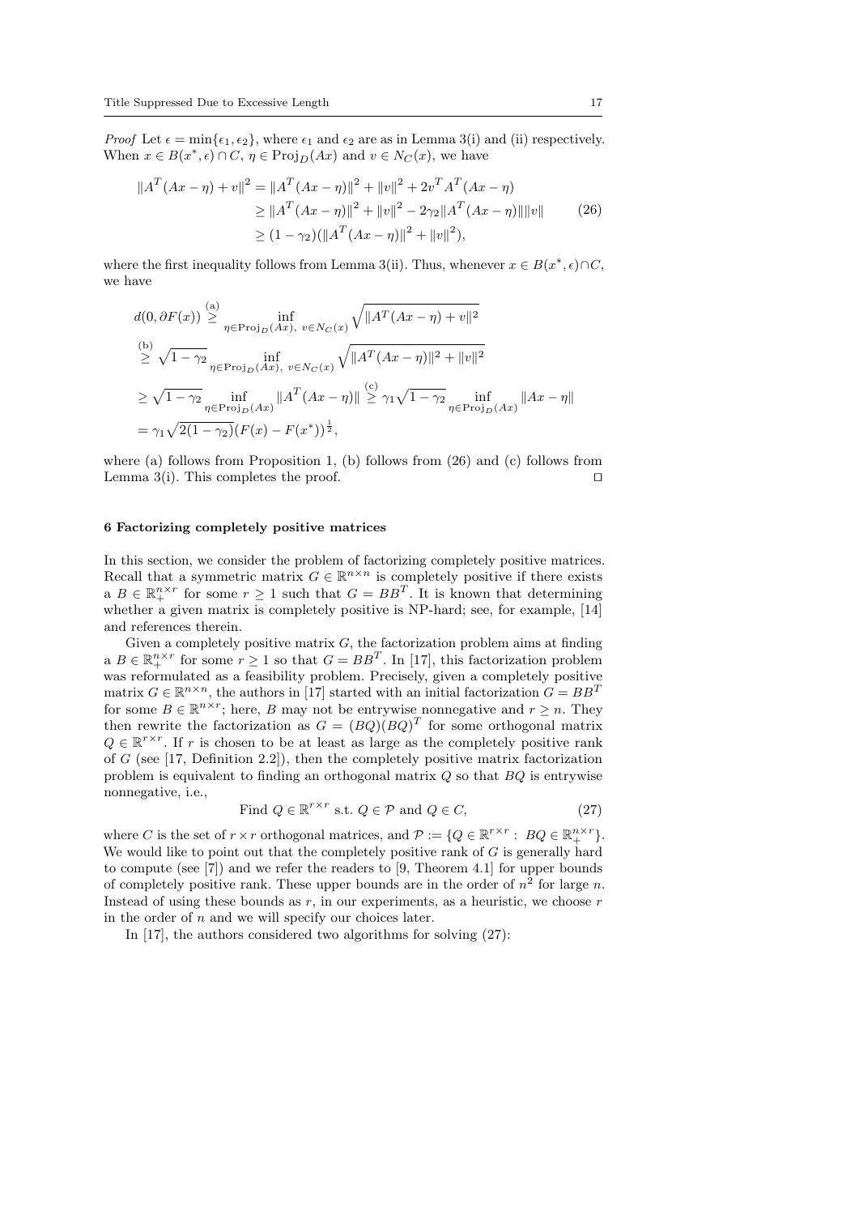*Proof* Let $\epsilon = \min\{\epsilon_1, \epsilon_2\}$, where $\epsilon_1$ and $\epsilon_2$ are as in Lemma 3(i) and (ii) respectively. When $x \in B(x^*, \epsilon) \cap C$, $\eta \in \mathrm{Proj}_D(Ax)$ and $v \in N_C(x)$, we have

$$
\begin{aligned}
\|A^T(Ax-\eta)+v\|^2 &= \|A^T(Ax-\eta)\|^2 + \|v\|^2 + 2v^T A^T(Ax-\eta) \\
&\geq \|A^T(Ax-\eta)\|^2 + \|v\|^2 - 2\gamma_2\|A^T(Ax-\eta)\|\|v\| \\
&\geq (1-\gamma_2)(\|A^T(Ax-\eta)\|^2 + \|v\|^2),
\end{aligned}
\tag{26}
$$

where the first inequality follows from Lemma 3(ii). Thus, whenever $x \in B(x^*, \epsilon) \cap C$, we have

$$
\begin{aligned}
d(0, \partial F(x)) &\overset{\text{(a)}}{\geq} \inf_{\eta\in \mathrm{Proj}_D(Ax),\ v\in N_C(x)} \sqrt{\|A^T(Ax-\eta)+v\|^2} \\
&\overset{\text{(b)}}{\geq} \sqrt{1-\gamma_2} \inf_{\eta\in \mathrm{Proj}_D(Ax),\ v\in N_C(x)} \sqrt{\|A^T(Ax-\eta)\|^2 + \|v\|^2} \\
&\geq \sqrt{1-\gamma_2} \inf_{\eta\in \mathrm{Proj}_D(Ax)} \|A^T(Ax-\eta)\| \overset{\text{(c)}}{\geq} \gamma_1\sqrt{1-\gamma_2} \inf_{\eta\in \mathrm{Proj}_D(Ax)} \|Ax-\eta\| \\
&= \gamma_1\sqrt{2(1-\gamma_2)}(F(x)-F(x^*))^{\frac{1}{2}},
\end{aligned}
$$

where (a) follows from Proposition 1, (b) follows from (26) and (c) follows from Lemma 3(i). This completes the proof. ⊓⊔

## 6 Factorizing completely positive matrices

In this section, we consider the problem of factorizing completely positive matrices. Recall that a symmetric matrix $G \in \mathbb{R}^{n\times n}$ is completely positive if there exists a $B \in \mathbb{R}^{n\times r}_+$ for some $r \geq 1$ such that $G = BB^T$. It is known that determining whether a given matrix is completely positive is NP-hard; see, for example, [14] and references therein.

Given a completely positive matrix $G$, the factorization problem aims at finding a $B \in \mathbb{R}^{n\times r}_+$ for some $r \geq 1$ so that $G = BB^T$. In [17], this factorization problem was reformulated as a feasibility problem. Precisely, given a completely positive matrix $G \in \mathbb{R}^{n\times n}$, the authors in [17] started with an initial factorization $G = BB^T$ for some $B \in \mathbb{R}^{n\times r}$; here, $B$ may not be entrywise nonnegative and $r \geq n$. They then rewrite the factorization as $G = (BQ)(BQ)^T$ for some orthogonal matrix $Q \in \mathbb{R}^{r\times r}$. If $r$ is chosen to be at least as large as the completely positive rank of $G$ (see [17, Definition 2.2]), then the completely positive matrix factorization problem is equivalent to finding an orthogonal matrix $Q$ so that $BQ$ is entrywise nonnegative, i.e.,

$$
\text{Find } Q \in \mathbb{R}^{r\times r} \text{ s.t. } Q \in \mathcal{P} \text{ and } Q \in C,
\tag{27}
$$

where $C$ is the set of $r \times r$ orthogonal matrices, and $\mathcal{P} := \{Q \in \mathbb{R}^{r\times r} : BQ \in \mathbb{R}^{n\times r}_+\}$. We would like to point out that the completely positive rank of $G$ is generally hard to compute (see [7]) and we refer the readers to [9, Theorem 4.1] for upper bounds of completely positive rank. These upper bounds are in the order of $n^2$ for large $n$. Instead of using these bounds as $r$, in our experiments, as a heuristic, we choose $r$ in the order of $n$ and we will specify our choices later.

In [17], the authors considered two algorithms for solving (27):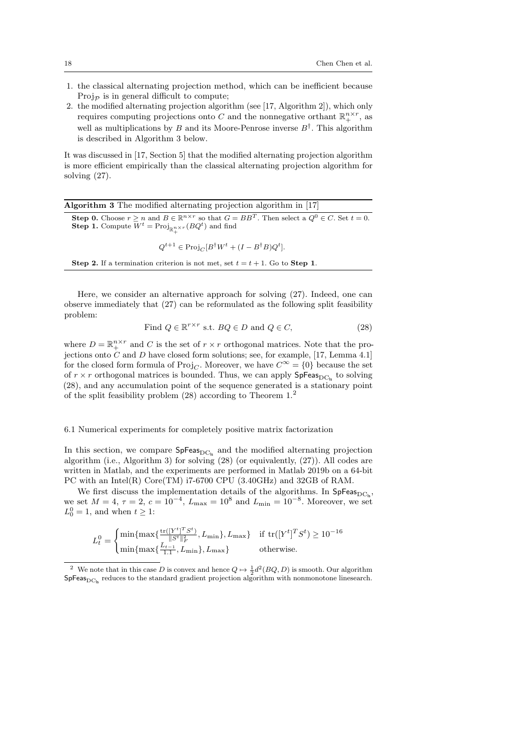1. the classical alternating projection method, which can be inefficient because $\mathrm{Proj}_{\mathcal{P}}$ is in general difficult to compute;
2. the modified alternating projection algorithm (see [17, Algorithm 2]), which only requires computing projections onto $C$ and the nonnegative orthant $\mathbb{R}^{n\times r}_+$, as well as multiplications by $B$ and its Moore-Penrose inverse $B^\dagger$. This algorithm is described in Algorithm 3 below.

It was discussed in [17, Section 5] that the modified alternating projection algorithm is more efficient empirically than the classical alternating projection algorithm for solving (27).

---

**Algorithm 3** The modified alternating projection algorithm in [17]

**Step 0.** Choose $r \geq n$ and $B \in \mathbb{R}^{n\times r}$ so that $G = BB^T$. Then select a $Q^0 \in C$. Set $t = 0$.
**Step 1.** Compute $W^t = \mathrm{Proj}_{\mathbb{R}^{n\times r}_+}(BQ^t)$ and find

$$Q^{t+1} \in \mathrm{Proj}_C[B^\dagger W^t + (I - B^\dagger B)Q^t].$$

**Step 2.** If a termination criterion is not met, set $t = t + 1$. Go to **Step 1**.

---

Here, we consider an alternative approach for solving (27). Indeed, one can observe immediately that (27) can be reformulated as the following split feasibility problem:

$$\text{Find } Q \in \mathbb{R}^{r\times r} \text{ s.t. } BQ \in D \text{ and } Q \in C, \tag{28}$$

where $D = \mathbb{R}^{n\times r}_+$ and $C$ is the set of $r \times r$ orthogonal matrices. Note that the projections onto $C$ and $D$ have closed form solutions; see, for example, [17, Lemma 4.1] for the closed form formula of $\mathrm{Proj}_C$. Moreover, we have $C^\infty = \{0\}$ because the set of $r \times r$ orthogonal matrices is bounded. Thus, we can apply $\mathsf{SpFeas}_{\mathrm{DC_{ls}}}$ to solving (28), and any accumulation point of the sequence generated is a stationary point of the split feasibility problem (28) according to Theorem 1.[2]

### 6.1 Numerical experiments for completely positive matrix factorization

In this section, we compare $\mathsf{SpFeas}_{\mathrm{DC_{ls}}}$ and the modified alternating projection algorithm (i.e., Algorithm 3) for solving (28) (or equivalently, (27)). All codes are written in Matlab, and the experiments are performed in Matlab 2019b on a 64-bit PC with an Intel(R) Core(TM) i7-6700 CPU (3.40GHz) and 32GB of RAM.

We first discuss the implementation details of the algorithms. In $\mathsf{SpFeas}_{\mathrm{DC_{ls}}}$, we set $M = 4$, $\tau = 2$, $c = 10^{-4}$, $L_{\max} = 10^8$ and $L_{\min} = 10^{-8}$. Moreover, we set $L_0^0 = 1$, and when $t \geq 1$:

$$L_t^0 = \begin{cases} \min\{\max\{\frac{\mathrm{tr}([Y^t]^T S^t)}{\|S^t\|_F^2}, L_{\min}\}, L_{\max}\} & \text{if } \mathrm{tr}([Y^t]^T S^t) \geq 10^{-16} \\ \min\{\max\{\frac{L_{t-1}}{1.1}, L_{\min}\}, L_{\max}\} & \text{otherwise.} \end{cases}$$

[2] We note that in this case $D$ is convex and hence $Q \mapsto \frac{1}{2}d^2(BQ, D)$ is smooth. Our algorithm $\mathsf{SpFeas}_{\mathrm{DC_{ls}}}$ reduces to the standard gradient projection algorithm with nonmonotone linesearch.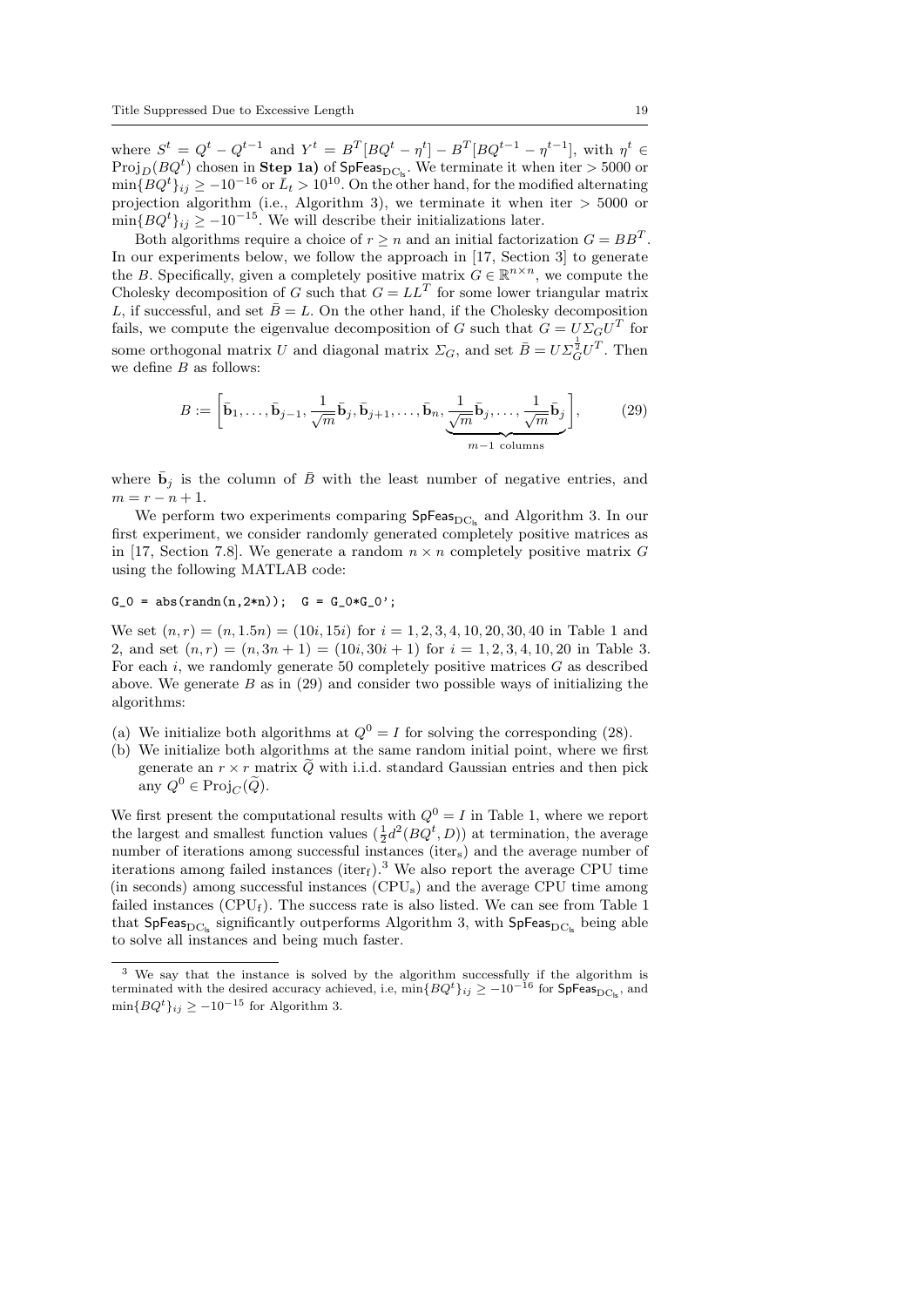where $S^t = Q^t - Q^{t-1}$ and $Y^t = B^T[BQ^t - \eta^t] - B^T[BQ^{t-1} - \eta^{t-1}]$, with $\eta^t \in \mathrm{Proj}_D(BQ^t)$ chosen in **Step 1a)** of $\mathsf{SpFeas}_{\mathrm{DC}_{\mathrm{ls}}}$. We terminate it when iter $> 5000$ or $\min\{BQ^t\}_{ij} \geq -10^{-16}$ or $\bar{L}_t > 10^{10}$. On the other hand, for the modified alternating projection algorithm (i.e., Algorithm 3), we terminate it when iter $> 5000$ or $\min\{BQ^t\}_{ij} \geq -10^{-15}$. We will describe their initializations later.

Both algorithms require a choice of $r \geq n$ and an initial factorization $G = BB^T$. In our experiments below, we follow the approach in [17, Section 3] to generate the $B$. Specifically, given a completely positive matrix $G \in \mathbb{R}^{n\times n}$, we compute the Cholesky decomposition of $G$ such that $G = LL^T$ for some lower triangular matrix $L$, if successful, and set $\bar{B} = L$. On the other hand, if the Cholesky decomposition fails, we compute the eigenvalue decomposition of $G$ such that $G = U\Sigma_G U^T$ for some orthogonal matrix $U$ and diagonal matrix $\Sigma_G$, and set $\bar{B} = U\Sigma_G^{\frac{1}{2}}U^T$. Then we define $B$ as follows:

$$B := \left[\bar{\mathbf{b}}_1, \ldots, \bar{\mathbf{b}}_{j-1}, \frac{1}{\sqrt{m}}\bar{\mathbf{b}}_j, \bar{\mathbf{b}}_{j+1}, \ldots, \bar{\mathbf{b}}_n, \underbrace{\frac{1}{\sqrt{m}}\bar{\mathbf{b}}_j, \ldots, \frac{1}{\sqrt{m}}\bar{\mathbf{b}}_j}_{m-1 \text{ columns}}\right], \tag{29}$$

where $\bar{\mathbf{b}}_j$ is the column of $\bar{B}$ with the least number of negative entries, and $m = r - n + 1$.

We perform two experiments comparing $\mathsf{SpFeas}_{\mathrm{DC}_{\mathrm{ls}}}$ and Algorithm 3. In our first experiment, we consider randomly generated completely positive matrices as in [17, Section 7.8]. We generate a random $n \times n$ completely positive matrix $G$ using the following MATLAB code:

```
G_0 = abs(randn(n,2*n));  G = G_0*G_0';
```

We set $(n, r) = (n, 1.5n) = (10i, 15i)$ for $i = 1, 2, 3, 4, 10, 20, 30, 40$ in Table 1 and 2, and set $(n, r) = (n, 3n + 1) = (10i, 30i + 1)$ for $i = 1, 2, 3, 4, 10, 20$ in Table 3. For each $i$, we randomly generate 50 completely positive matrices $G$ as described above. We generate $B$ as in (29) and consider two possible ways of initializing the algorithms:

(a) We initialize both algorithms at $Q^0 = I$ for solving the corresponding (28).
(b) We initialize both algorithms at the same random initial point, where we first generate an $r \times r$ matrix $\widetilde{Q}$ with i.i.d. standard Gaussian entries and then pick any $Q^0 \in \mathrm{Proj}_C(\widetilde{Q})$.

We first present the computational results with $Q^0 = I$ in Table 1, where we report the largest and smallest function values ($\frac{1}{2}d^2(BQ^t, D)$) at termination, the average number of iterations among successful instances ($\mathrm{iter_s}$) and the average number of iterations among failed instances ($\mathrm{iter_f}$).[3] We also report the average CPU time (in seconds) among successful instances ($\mathrm{CPU_s}$) and the average CPU time among failed instances ($\mathrm{CPU_f}$). The success rate is also listed. We can see from Table 1 that $\mathsf{SpFeas}_{\mathrm{DC}_{\mathrm{ls}}}$ significantly outperforms Algorithm 3, with $\mathsf{SpFeas}_{\mathrm{DC}_{\mathrm{ls}}}$ being able to solve all instances and being much faster.

---

[3] We say that the instance is solved by the algorithm successfully if the algorithm is terminated with the desired accuracy achieved, i.e, $\min\{BQ^t\}_{ij} \geq -10^{-16}$ for $\mathsf{SpFeas}_{\mathrm{DC}_{\mathrm{ls}}}$, and $\min\{BQ^t\}_{ij} \geq -10^{-15}$ for Algorithm 3.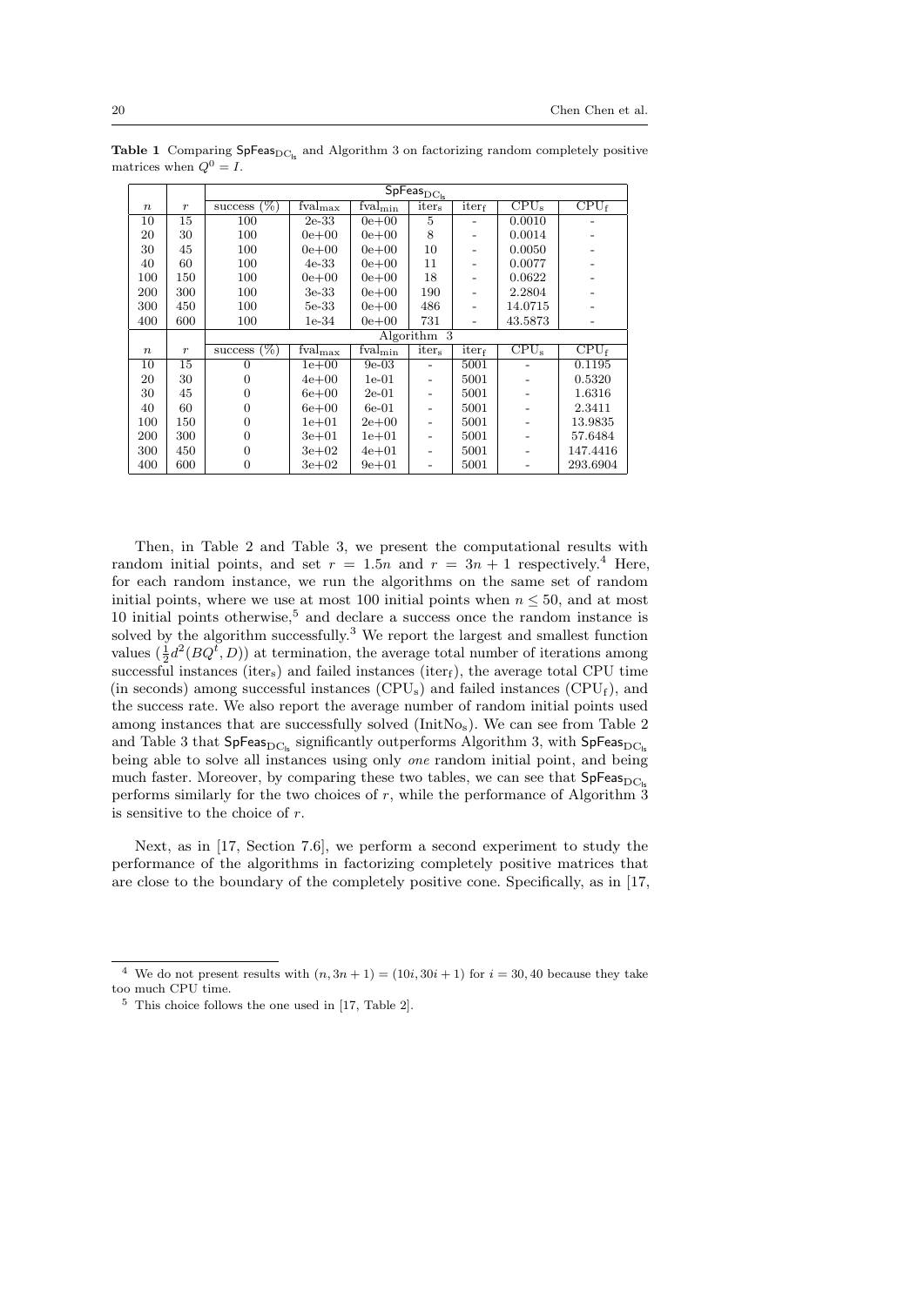**Table 1** Comparing $\mathsf{SpFeas}_{\mathrm{DC}_{\mathrm{ls}}}$ and Algorithm 3 on factorizing random completely positive matrices when $Q^0 = I$.

| $n$ | $r$ | $\mathsf{SpFeas}_{\mathrm{DC}_{\mathrm{ls}}}$ | | | | | | |
|---|---|---|---|---|---|---|---|---|
| | | success (%) | $\mathrm{fval}_{\max}$ | $\mathrm{fval}_{\min}$ | $\mathrm{iter}_{\mathrm{s}}$ | $\mathrm{iter}_{\mathrm{f}}$ | $\mathrm{CPU}_{\mathrm{s}}$ | $\mathrm{CPU}_{\mathrm{f}}$ |
| 10 | 15 | 100 | 2e-33 | 0e+00 | 5 | - | 0.0010 | - |
| 20 | 30 | 100 | 0e+00 | 0e+00 | 8 | - | 0.0014 | - |
| 30 | 45 | 100 | 0e+00 | 0e+00 | 10 | - | 0.0050 | - |
| 40 | 60 | 100 | 4e-33 | 0e+00 | 11 | - | 0.0077 | - |
| 100 | 150 | 100 | 0e+00 | 0e+00 | 18 | - | 0.0622 | - |
| 200 | 300 | 100 | 3e-33 | 0e+00 | 190 | - | 2.2804 | - |
| 300 | 450 | 100 | 5e-33 | 0e+00 | 486 | - | 14.0715 | - |
| 400 | 600 | 100 | 1e-34 | 0e+00 | 731 | - | 43.5873 | - |
| | | Algorithm 3 | | | | | | |
| $n$ | $r$ | success (%) | $\mathrm{fval}_{\max}$ | $\mathrm{fval}_{\min}$ | $\mathrm{iter}_{\mathrm{s}}$ | $\mathrm{iter}_{\mathrm{f}}$ | $\mathrm{CPU}_{\mathrm{s}}$ | $\mathrm{CPU}_{\mathrm{f}}$ |
| 10 | 15 | 0 | 1e+00 | 9e-03 | - | 5001 | - | 0.1195 |
| 20 | 30 | 0 | 4e+00 | 1e-01 | - | 5001 | - | 0.5320 |
| 30 | 45 | 0 | 6e+00 | 2e-01 | - | 5001 | - | 1.6316 |
| 40 | 60 | 0 | 6e+00 | 6e-01 | - | 5001 | - | 2.3411 |
| 100 | 150 | 0 | 1e+01 | 2e+00 | - | 5001 | - | 13.9835 |
| 200 | 300 | 0 | 3e+01 | 1e+01 | - | 5001 | - | 57.6484 |
| 300 | 450 | 0 | 3e+02 | 4e+01 | - | 5001 | - | 147.4416 |
| 400 | 600 | 0 | 3e+02 | 9e+01 | - | 5001 | - | 293.6904 |

Then, in Table 2 and Table 3, we present the computational results with random initial points, and set $r = 1.5n$ and $r = 3n + 1$ respectively.[4] Here, for each random instance, we run the algorithms on the same set of random initial points, where we use at most 100 initial points when $n \leq 50$, and at most 10 initial points otherwise,[5] and declare a success once the random instance is solved by the algorithm successfully.[3] We report the largest and smallest function values ($\frac{1}{2}d^2(BQ^t, D)$) at termination, the average total number of iterations among successful instances ($\mathrm{iter}_{\mathrm{s}}$) and failed instances ($\mathrm{iter}_{\mathrm{f}}$), the average total CPU time (in seconds) among successful instances ($\mathrm{CPU}_{\mathrm{s}}$) and failed instances ($\mathrm{CPU}_{\mathrm{f}}$), and the success rate. We also report the average number of random initial points used among instances that are successfully solved ($\mathrm{InitNo}_{\mathrm{s}}$). We can see from Table 2 and Table 3 that $\mathsf{SpFeas}_{\mathrm{DC}_{\mathrm{ls}}}$ significantly outperforms Algorithm 3, with $\mathsf{SpFeas}_{\mathrm{DC}_{\mathrm{ls}}}$ being able to solve all instances using only *one* random initial point, and being much faster. Moreover, by comparing these two tables, we can see that $\mathsf{SpFeas}_{\mathrm{DC}_{\mathrm{ls}}}$ performs similarly for the two choices of $r$, while the performance of Algorithm 3 is sensitive to the choice of $r$.

Next, as in [17, Section 7.6], we perform a second experiment to study the performance of the algorithms in factorizing completely positive matrices that are close to the boundary of the completely positive cone. Specifically, as in [17,

---

[4] We do not present results with $(n, 3n + 1) = (10i, 30i + 1)$ for $i = 30, 40$ because they take too much CPU time.

[5] This choice follows the one used in [17, Table 2].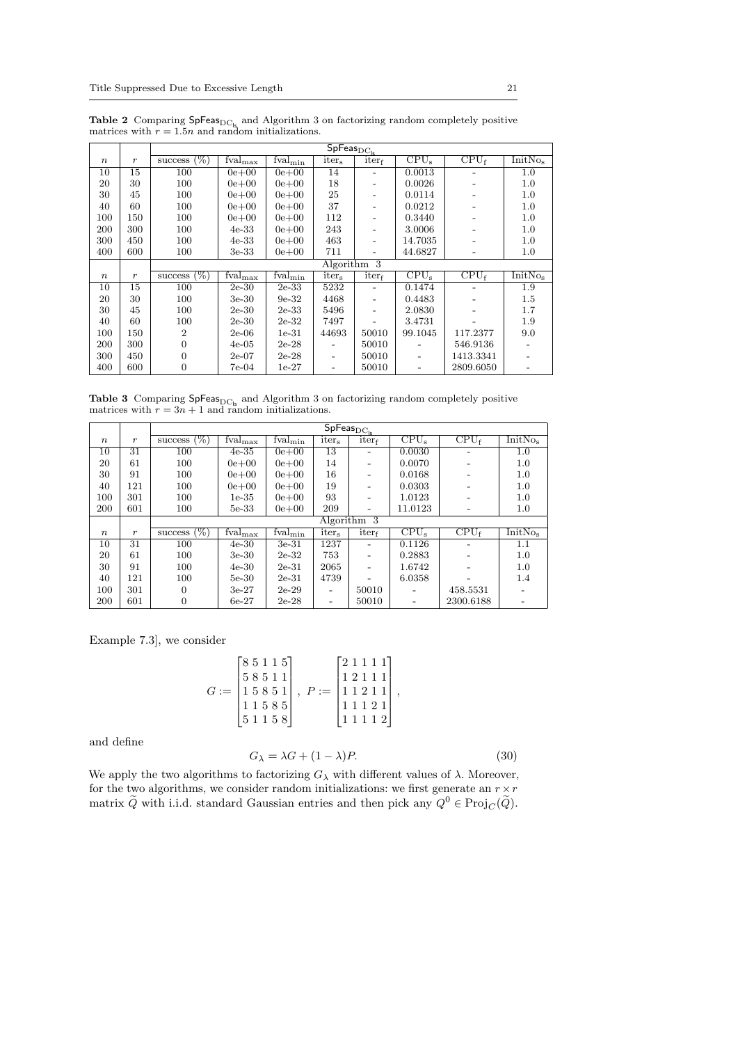**Table 2** Comparing $\mathsf{SpFeas}_{\mathrm{DC_{ls}}}$ and Algorithm 3 on factorizing random completely positive matrices with $r = 1.5n$ and random initializations.

| | | $\mathsf{SpFeas}_{\mathrm{DC_{ls}}}$ | | | | | | | |
|---|---|---|---|---|---|---|---|---|---|
| $n$ | $r$ | success (%) | $\mathrm{fval_{max}}$ | $\mathrm{fval_{min}}$ | $\mathrm{iter_s}$ | $\mathrm{iter_f}$ | $\mathrm{CPU_s}$ | $\mathrm{CPU_f}$ | $\mathrm{InitNo_s}$ |
| 10 | 15 | 100 | 0e+00 | 0e+00 | 14 | - | 0.0013 | - | 1.0 |
| 20 | 30 | 100 | 0e+00 | 0e+00 | 18 | - | 0.0026 | - | 1.0 |
| 30 | 45 | 100 | 0e+00 | 0e+00 | 25 | - | 0.0114 | - | 1.0 |
| 40 | 60 | 100 | 0e+00 | 0e+00 | 37 | - | 0.0212 | - | 1.0 |
| 100 | 150 | 100 | 0e+00 | 0e+00 | 112 | - | 0.3440 | - | 1.0 |
| 200 | 300 | 100 | 4e-33 | 0e+00 | 243 | - | 3.0006 | - | 1.0 |
| 300 | 450 | 100 | 4e-33 | 0e+00 | 463 | - | 14.7035 | - | 1.0 |
| 400 | 600 | 100 | 3e-33 | 0e+00 | 711 | - | 44.6827 | - | 1.0 |
| | | Algorithm 3 | | | | | | | |
| $n$ | $r$ | success (%) | $\mathrm{fval_{max}}$ | $\mathrm{fval_{min}}$ | $\mathrm{iter_s}$ | $\mathrm{iter_f}$ | $\mathrm{CPU_s}$ | $\mathrm{CPU_f}$ | $\mathrm{InitNo_s}$ |
| 10 | 15 | 100 | 2e-30 | 2e-33 | 5232 | - | 0.1474 | - | 1.9 |
| 20 | 30 | 100 | 3e-30 | 9e-32 | 4468 | - | 0.4483 | - | 1.5 |
| 30 | 45 | 100 | 2e-30 | 2e-33 | 5496 | - | 2.0830 | - | 1.7 |
| 40 | 60 | 100 | 2e-30 | 2e-32 | 7497 | - | 3.4731 | - | 1.9 |
| 100 | 150 | 2 | 2e-06 | 1e-31 | 44693 | 50010 | 99.1045 | 117.2377 | 9.0 |
| 200 | 300 | 0 | 4e-05 | 2e-28 | - | 50010 | - | 546.9136 | - |
| 300 | 450 | 0 | 2e-07 | 2e-28 | - | 50010 | - | 1413.3341 | - |
| 400 | 600 | 0 | 7e-04 | 1e-27 | - | 50010 | - | 2809.6050 | - |

**Table 3** Comparing $\mathsf{SpFeas}_{\mathrm{DC_{ls}}}$ and Algorithm 3 on factorizing random completely positive matrices with $r = 3n + 1$ and random initializations.

| | | $\mathsf{SpFeas}_{\mathrm{DC_{ls}}}$ | | | | | | | |
|---|---|---|---|---|---|---|---|---|---|
| $n$ | $r$ | success (%) | $\mathrm{fval_{max}}$ | $\mathrm{fval_{min}}$ | $\mathrm{iter_s}$ | $\mathrm{iter_f}$ | $\mathrm{CPU_s}$ | $\mathrm{CPU_f}$ | $\mathrm{InitNo_s}$ |
| 10 | 31 | 100 | 4e-35 | 0e+00 | 13 | - | 0.0030 | - | 1.0 |
| 20 | 61 | 100 | 0e+00 | 0e+00 | 14 | - | 0.0070 | - | 1.0 |
| 30 | 91 | 100 | 0e+00 | 0e+00 | 16 | - | 0.0168 | - | 1.0 |
| 40 | 121 | 100 | 0e+00 | 0e+00 | 19 | - | 0.0303 | - | 1.0 |
| 100 | 301 | 100 | 1e-35 | 0e+00 | 93 | - | 1.0123 | - | 1.0 |
| 200 | 601 | 100 | 5e-33 | 0e+00 | 209 | - | 11.0123 | - | 1.0 |
| | | Algorithm 3 | | | | | | | |
| $n$ | $r$ | success (%) | $\mathrm{fval_{max}}$ | $\mathrm{fval_{min}}$ | $\mathrm{iter_s}$ | $\mathrm{iter_f}$ | $\mathrm{CPU_s}$ | $\mathrm{CPU_f}$ | $\mathrm{InitNo_s}$ |
| 10 | 31 | 100 | 4e-30 | 3e-31 | 1237 | - | 0.1126 | - | 1.1 |
| 20 | 61 | 100 | 3e-30 | 2e-32 | 753 | - | 0.2883 | - | 1.0 |
| 30 | 91 | 100 | 4e-30 | 2e-31 | 2065 | - | 1.6742 | - | 1.0 |
| 40 | 121 | 100 | 5e-30 | 2e-31 | 4739 | - | 6.0358 | - | 1.4 |
| 100 | 301 | 0 | 3e-27 | 2e-29 | - | 50010 | - | 458.5531 | - |
| 200 | 601 | 0 | 6e-27 | 2e-28 | - | 50010 | - | 2300.6188 | - |

Example 7.3], we consider

$$G := \begin{bmatrix} 8 & 5 & 1 & 1 & 5 \\ 5 & 8 & 5 & 1 & 1 \\ 1 & 5 & 8 & 5 & 1 \\ 1 & 1 & 5 & 8 & 5 \\ 5 & 1 & 1 & 5 & 8 \end{bmatrix}, \; P := \begin{bmatrix} 2 & 1 & 1 & 1 & 1 \\ 1 & 2 & 1 & 1 & 1 \\ 1 & 1 & 2 & 1 & 1 \\ 1 & 1 & 1 & 2 & 1 \\ 1 & 1 & 1 & 1 & 2 \end{bmatrix},$$

and define

$$G_\lambda = \lambda G + (1 - \lambda)P. \tag{30}$$

We apply the two algorithms to factorizing $G_\lambda$ with different values of $\lambda$. Moreover, for the two algorithms, we consider random initializations: we first generate an $r \times r$ matrix $\widetilde{Q}$ with i.i.d. standard Gaussian entries and then pick any $Q^0 \in \mathrm{Proj}_C(\widetilde{Q})$.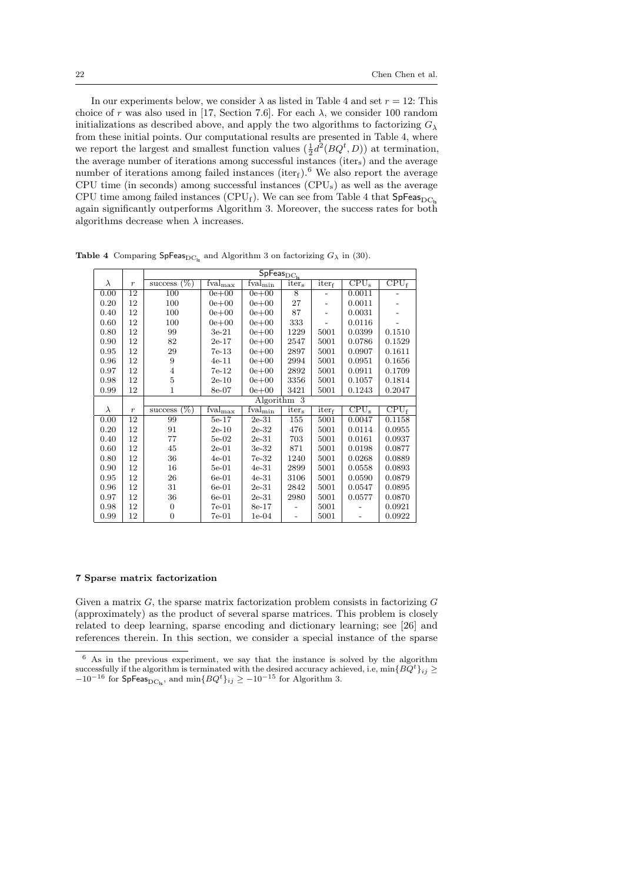In our experiments below, we consider $\lambda$ as listed in Table 4 and set $r = 12$: This choice of $r$ was also used in [17, Section 7.6]. For each $\lambda$, we consider 100 random initializations as described above, and apply the two algorithms to factorizing $G_\lambda$ from these initial points. Our computational results are presented in Table 4, where we report the largest and smallest function values ($\frac{1}{2}d^2(BQ^t, D)$) at termination, the average number of iterations among successful instances ($\text{iter}_\text{s}$) and the average number of iterations among failed instances ($\text{iter}_\text{f}$).[6] We also report the average CPU time (in seconds) among successful instances ($\text{CPU}_\text{s}$) as well as the average CPU time among failed instances ($\text{CPU}_\text{f}$). We can see from Table 4 that $\mathsf{SpFeas}_{\text{DC}_\text{ls}}$ again significantly outperforms Algorithm 3. Moreover, the success rates for both algorithms decrease when $\lambda$ increases.

**Table 4** Comparing $\mathsf{SpFeas}_{\text{DC}_\text{ls}}$ and Algorithm 3 on factorizing $G_\lambda$ in (30).

| | | $\mathsf{SpFeas}_{\text{DC}_\text{ls}}$ | | | | | | |
|---|---|---|---|---|---|---|---|---|
| $\lambda$ | $r$ | success (%) | $\text{fval}_\text{max}$ | $\text{fval}_\text{min}$ | $\text{iter}_\text{s}$ | $\text{iter}_\text{f}$ | $\text{CPU}_\text{s}$ | $\text{CPU}_\text{f}$ |
| 0.00 | 12 | 100 | 0e+00 | 0e+00 | 8 | - | 0.0011 | - |
| 0.20 | 12 | 100 | 0e+00 | 0e+00 | 27 | - | 0.0011 | - |
| 0.40 | 12 | 100 | 0e+00 | 0e+00 | 87 | - | 0.0031 | - |
| 0.60 | 12 | 100 | 0e+00 | 0e+00 | 333 | - | 0.0116 | - |
| 0.80 | 12 | 99 | 3e-21 | 0e+00 | 1229 | 5001 | 0.0399 | 0.1510 |
| 0.90 | 12 | 82 | 2e-17 | 0e+00 | 2547 | 5001 | 0.0786 | 0.1529 |
| 0.95 | 12 | 29 | 7e-13 | 0e+00 | 2897 | 5001 | 0.0907 | 0.1611 |
| 0.96 | 12 | 9 | 4e-11 | 0e+00 | 2994 | 5001 | 0.0951 | 0.1656 |
| 0.97 | 12 | 4 | 7e-12 | 0e+00 | 2892 | 5001 | 0.0911 | 0.1709 |
| 0.98 | 12 | 5 | 2e-10 | 0e+00 | 3356 | 5001 | 0.1057 | 0.1814 |
| 0.99 | 12 | 1 | 8e-07 | 0e+00 | 3421 | 5001 | 0.1243 | 0.2047 |
| | | Algorithm 3 | | | | | | |
| $\lambda$ | $r$ | success (%) | $\text{fval}_\text{max}$ | $\text{fval}_\text{min}$ | $\text{iter}_\text{s}$ | $\text{iter}_\text{f}$ | $\text{CPU}_\text{s}$ | $\text{CPU}_\text{f}$ |
| 0.00 | 12 | 99 | 5e-17 | 2e-31 | 155 | 5001 | 0.0047 | 0.1158 |
| 0.20 | 12 | 91 | 2e-10 | 2e-32 | 476 | 5001 | 0.0114 | 0.0955 |
| 0.40 | 12 | 77 | 5e-02 | 2e-31 | 703 | 5001 | 0.0161 | 0.0937 |
| 0.60 | 12 | 45 | 2e-01 | 3e-32 | 871 | 5001 | 0.0198 | 0.0877 |
| 0.80 | 12 | 36 | 4e-01 | 7e-32 | 1240 | 5001 | 0.0268 | 0.0889 |
| 0.90 | 12 | 16 | 5e-01 | 4e-31 | 2899 | 5001 | 0.0558 | 0.0893 |
| 0.95 | 12 | 26 | 6e-01 | 4e-31 | 3106 | 5001 | 0.0590 | 0.0879 |
| 0.96 | 12 | 31 | 6e-01 | 2e-31 | 2842 | 5001 | 0.0547 | 0.0895 |
| 0.97 | 12 | 36 | 6e-01 | 2e-31 | 2980 | 5001 | 0.0577 | 0.0870 |
| 0.98 | 12 | 0 | 7e-01 | 8e-17 | - | 5001 | - | 0.0921 |
| 0.99 | 12 | 0 | 7e-01 | 1e-04 | - | 5001 | - | 0.0922 |

## 7 Sparse matrix factorization

Given a matrix $G$, the sparse matrix factorization problem consists in factorizing $G$ (approximately) as the product of several sparse matrices. This problem is closely related to deep learning, sparse encoding and dictionary learning; see [26] and references therein. In this section, we consider a special instance of the sparse

[6] As in the previous experiment, we say that the instance is solved by the algorithm successfully if the algorithm is terminated with the desired accuracy achieved, i.e, $\min\{BQ^t\}_{ij} \geq -10^{-16}$ for $\mathsf{SpFeas}_{\text{DC}_\text{ls}}$, and $\min\{BQ^t\}_{ij} \geq -10^{-15}$ for Algorithm 3.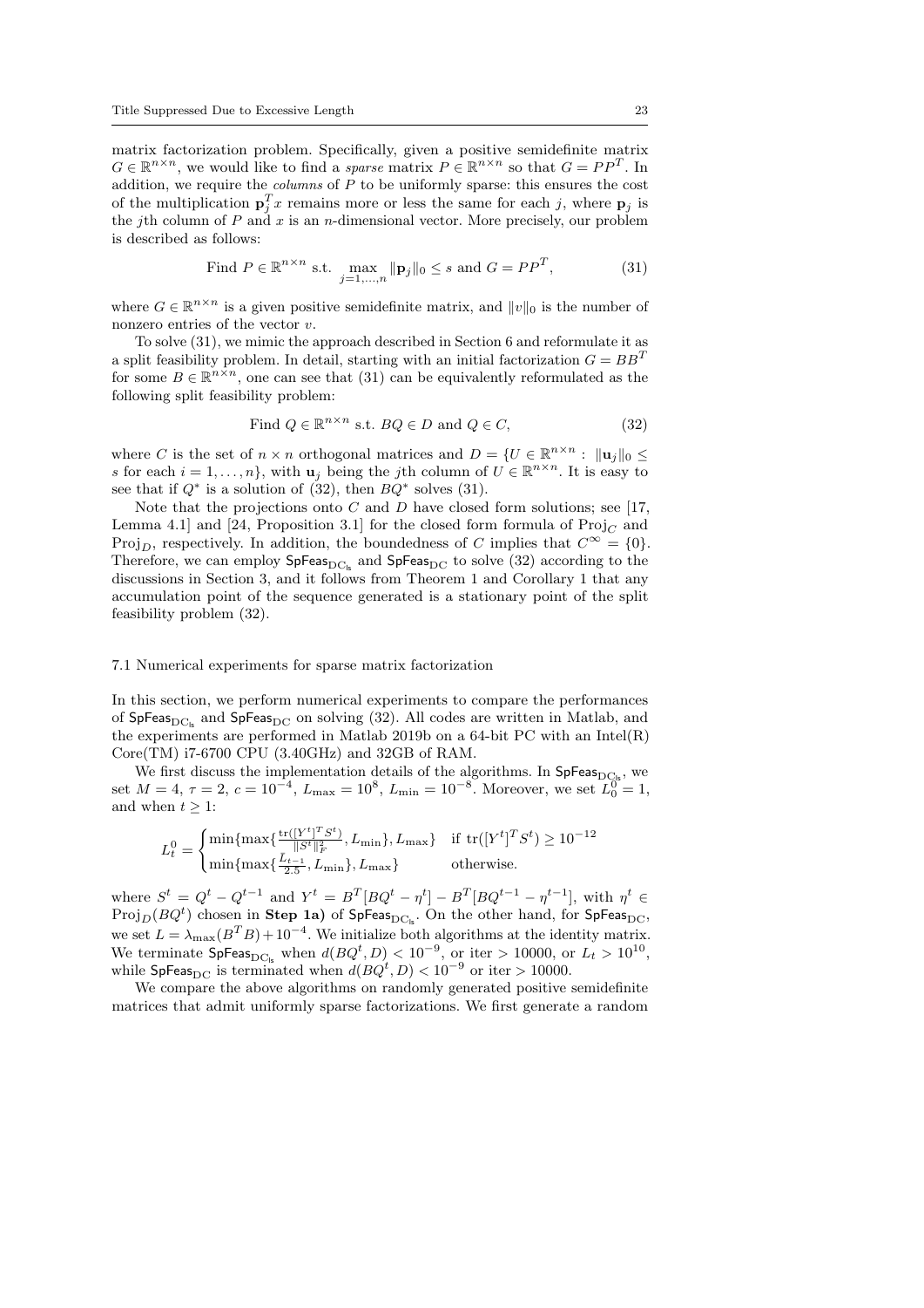matrix factorization problem. Specifically, given a positive semidefinite matrix $G \in \mathbb{R}^{n\times n}$, we would like to find a *sparse* matrix $P \in \mathbb{R}^{n\times n}$ so that $G = PP^T$. In addition, we require the *columns* of $P$ to be uniformly sparse: this ensures the cost of the multiplication $\mathbf{p}_j^T x$ remains more or less the same for each $j$, where $\mathbf{p}_j$ is the $j$th column of $P$ and $x$ is an $n$-dimensional vector. More precisely, our problem is described as follows:

$$
\text{Find } P \in \mathbb{R}^{n\times n} \text{ s.t. } \max_{j=1,\ldots,n} \|\mathbf{p}_j\|_0 \le s \text{ and } G = PP^T, \tag{31}
$$

where $G \in \mathbb{R}^{n\times n}$ is a given positive semidefinite matrix, and $\|v\|_0$ is the number of nonzero entries of the vector $v$.

To solve (31), we mimic the approach described in Section 6 and reformulate it as a split feasibility problem. In detail, starting with an initial factorization $G = BB^T$ for some $B \in \mathbb{R}^{n\times n}$, one can see that (31) can be equivalently reformulated as the following split feasibility problem:

$$
\text{Find } Q \in \mathbb{R}^{n\times n} \text{ s.t. } BQ \in D \text{ and } Q \in C, \tag{32}
$$

where $C$ is the set of $n \times n$ orthogonal matrices and $D = \{U \in \mathbb{R}^{n\times n} : \|\mathbf{u}_j\|_0 \le s$ for each $i = 1,\ldots,n\}$, with $\mathbf{u}_j$ being the $j$th column of $U \in \mathbb{R}^{n\times n}$. It is easy to see that if $Q^*$ is a solution of (32), then $BQ^*$ solves (31).

Note that the projections onto $C$ and $D$ have closed form solutions; see [17, Lemma 4.1] and [24, Proposition 3.1] for the closed form formula of $\mathrm{Proj}_C$ and $\mathrm{Proj}_D$, respectively. In addition, the boundedness of $C$ implies that $C^\infty = \{0\}$. Therefore, we can employ $\mathsf{SpFeas}_{\mathrm{DC_{ls}}}$ and $\mathsf{SpFeas}_{\mathrm{DC}}$ to solve (32) according to the discussions in Section 3, and it follows from Theorem 1 and Corollary 1 that any accumulation point of the sequence generated is a stationary point of the split feasibility problem (32).

### 7.1 Numerical experiments for sparse matrix factorization

In this section, we perform numerical experiments to compare the performances of $\mathsf{SpFeas}_{\mathrm{DC_{ls}}}$ and $\mathsf{SpFeas}_{\mathrm{DC}}$ on solving (32). All codes are written in Matlab, and the experiments are performed in Matlab 2019b on a 64-bit PC with an Intel(R) Core(TM) i7-6700 CPU (3.40GHz) and 32GB of RAM.

We first discuss the implementation details of the algorithms. In $\mathsf{SpFeas}_{\mathrm{DC_{ls}}}$, we set $M = 4$, $\tau = 2$, $c = 10^{-4}$, $L_{\max} = 10^8$, $L_{\min} = 10^{-8}$. Moreover, we set $L_0^0 = 1$, and when $t \ge 1$:

$$
L_t^0 = \begin{cases} \min\{\max\{\frac{\mathrm{tr}([Y^t]^T S^t)}{\|S^t\|_F^2}, L_{\min}\}, L_{\max}\} & \text{if } \mathrm{tr}([Y^t]^T S^t) \ge 10^{-12} \\ \min\{\max\{\frac{L_{t-1}}{2.5}, L_{\min}\}, L_{\max}\} & \text{otherwise.} \end{cases}
$$

where $S^t = Q^t - Q^{t-1}$ and $Y^t = B^T[BQ^t - \eta^t] - B^T[BQ^{t-1} - \eta^{t-1}]$, with $\eta^t \in \mathrm{Proj}_D(BQ^t)$ chosen in **Step 1a)** of $\mathsf{SpFeas}_{\mathrm{DC_{ls}}}$. On the other hand, for $\mathsf{SpFeas}_{\mathrm{DC}}$, we set $L = \lambda_{\max}(B^T B) + 10^{-4}$. We initialize both algorithms at the identity matrix. We terminate $\mathsf{SpFeas}_{\mathrm{DC_{ls}}}$ when $d(BQ^t, D) < 10^{-9}$, or iter $> 10000$, or $L_t > 10^{10}$, while $\mathsf{SpFeas}_{\mathrm{DC}}$ is terminated when $d(BQ^t, D) < 10^{-9}$ or iter $> 10000$.

We compare the above algorithms on randomly generated positive semidefinite matrices that admit uniformly sparse factorizations. We first generate a random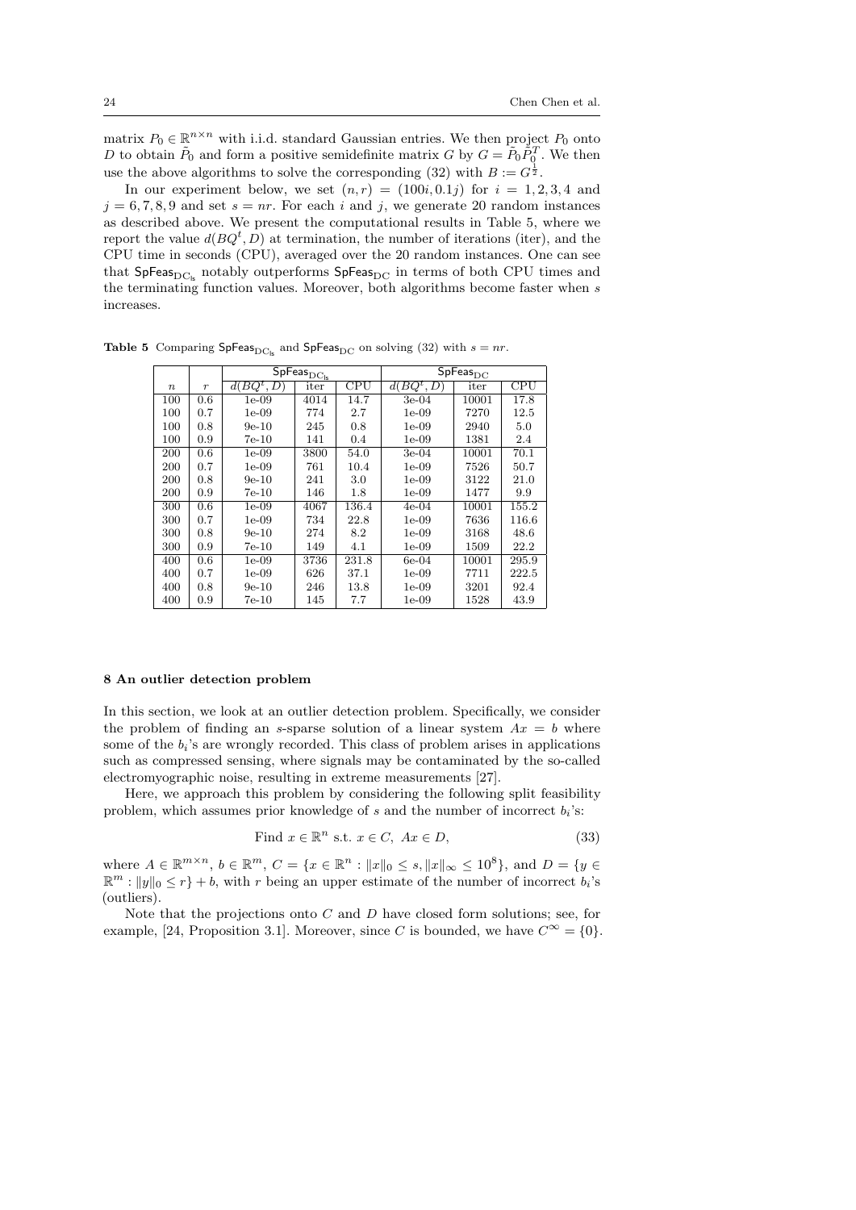matrix $P_0 \in \mathbb{R}^{n \times n}$ with i.i.d. standard Gaussian entries. We then project $P_0$ onto $D$ to obtain $\tilde{P}_0$ and form a positive semidefinite matrix $G$ by $G = \tilde{P}_0 \tilde{P}_0^T$. We then use the above algorithms to solve the corresponding (32) with $B := G^{\frac{1}{2}}$.

In our experiment below, we set $(n, r) = (100i, 0.1j)$ for $i = 1, 2, 3, 4$ and $j = 6, 7, 8, 9$ and set $s = nr$. For each $i$ and $j$, we generate 20 random instances as described above. We present the computational results in Table 5, where we report the value $d(BQ^t, D)$ at termination, the number of iterations (iter), and the CPU time in seconds (CPU), averaged over the 20 random instances. One can see that $\mathsf{SpFeas}_{\mathrm{DC_{ls}}}$ notably outperforms $\mathsf{SpFeas}_{\mathrm{DC}}$ in terms of both CPU times and the terminating function values. Moreover, both algorithms become faster when $s$ increases.

**Table 5** Comparing $\mathsf{SpFeas}_{\mathrm{DC_{ls}}}$ and $\mathsf{SpFeas}_{\mathrm{DC}}$ on solving (32) with $s = nr$.

| | | $\mathsf{SpFeas}_{\mathrm{DC_{ls}}}$ | | | $\mathsf{SpFeas}_{\mathrm{DC}}$ | | |
|---|---|---|---|---|---|---|---|
| $n$ | $r$ | $d(BQ^t, D)$ | iter | CPU | $d(BQ^t, D)$ | iter | CPU |
| 100 | 0.6 | 1e-09 | 4014 | 14.7 | 3e-04 | 10001 | 17.8 |
| 100 | 0.7 | 1e-09 | 774 | 2.7 | 1e-09 | 7270 | 12.5 |
| 100 | 0.8 | 9e-10 | 245 | 0.8 | 1e-09 | 2940 | 5.0 |
| 100 | 0.9 | 7e-10 | 141 | 0.4 | 1e-09 | 1381 | 2.4 |
| 200 | 0.6 | 1e-09 | 3800 | 54.0 | 3e-04 | 10001 | 70.1 |
| 200 | 0.7 | 1e-09 | 761 | 10.4 | 1e-09 | 7526 | 50.7 |
| 200 | 0.8 | 9e-10 | 241 | 3.0 | 1e-09 | 3122 | 21.0 |
| 200 | 0.9 | 7e-10 | 146 | 1.8 | 1e-09 | 1477 | 9.9 |
| 300 | 0.6 | 1e-09 | 4067 | 136.4 | 4e-04 | 10001 | 155.2 |
| 300 | 0.7 | 1e-09 | 734 | 22.8 | 1e-09 | 7636 | 116.6 |
| 300 | 0.8 | 9e-10 | 274 | 8.2 | 1e-09 | 3168 | 48.6 |
| 300 | 0.9 | 7e-10 | 149 | 4.1 | 1e-09 | 1509 | 22.2 |
| 400 | 0.6 | 1e-09 | 3736 | 231.8 | 6e-04 | 10001 | 295.9 |
| 400 | 0.7 | 1e-09 | 626 | 37.1 | 1e-09 | 7711 | 222.5 |
| 400 | 0.8 | 9e-10 | 246 | 13.8 | 1e-09 | 3201 | 92.4 |
| 400 | 0.9 | 7e-10 | 145 | 7.7 | 1e-09 | 1528 | 43.9 |

## 8 An outlier detection problem

In this section, we look at an outlier detection problem. Specifically, we consider the problem of finding an $s$-sparse solution of a linear system $Ax = b$ where some of the $b_i$'s are wrongly recorded. This class of problem arises in applications such as compressed sensing, where signals may be contaminated by the so-called electromyographic noise, resulting in extreme measurements [27].

Here, we approach this problem by considering the following split feasibility problem, which assumes prior knowledge of $s$ and the number of incorrect $b_i$'s:

$$\text{Find } x \in \mathbb{R}^n \text{ s.t. } x \in C, \ Ax \in D, \tag{33}$$

where $A \in \mathbb{R}^{m \times n}$, $b \in \mathbb{R}^m$, $C = \{x \in \mathbb{R}^n : \|x\|_0 \le s, \|x\|_\infty \le 10^8\}$, and $D = \{y \in \mathbb{R}^m : \|y\|_0 \le r\} + b$, with $r$ being an upper estimate of the number of incorrect $b_i$'s (outliers).

Note that the projections onto $C$ and $D$ have closed form solutions; see, for example, [24, Proposition 3.1]. Moreover, since $C$ is bounded, we have $C^\infty = \{0\}$.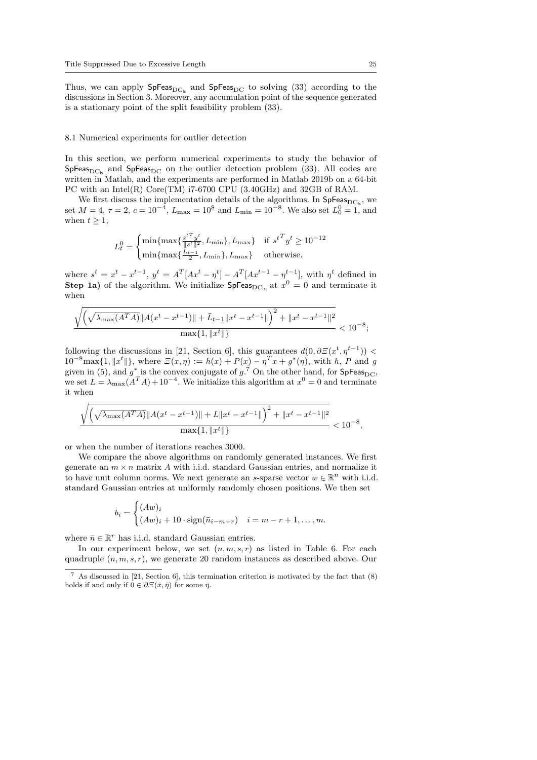Thus, we can apply $\mathsf{SpFeas}_{\mathrm{DC}_{\mathrm{ls}}}$ and $\mathsf{SpFeas}_{\mathrm{DC}}$ to solving (33) according to the discussions in Section 3. Moreover, any accumulation point of the sequence generated is a stationary point of the split feasibility problem (33).

### 8.1 Numerical experiments for outlier detection

In this section, we perform numerical experiments to study the behavior of $\mathsf{SpFeas}_{\mathrm{DC}_{\mathrm{ls}}}$ and $\mathsf{SpFeas}_{\mathrm{DC}}$ on the outlier detection problem (33). All codes are written in Matlab, and the experiments are performed in Matlab 2019b on a 64-bit PC with an Intel(R) Core(TM) i7-6700 CPU (3.40GHz) and 32GB of RAM.

We first discuss the implementation details of the algorithms. In $\mathsf{SpFeas}_{\mathrm{DC}_{\mathrm{ls}}}$, we set $M = 4$, $\tau = 2$, $c = 10^{-4}$, $L_{\max} = 10^{8}$ and $L_{\min} = 10^{-8}$. We also set $L_0^0 = 1$, and when $t \geq 1$,

$$
L_t^0 = \begin{cases} \min\{\max\{\frac{{s^t}^T y^t}{\|s^t\|^2}, L_{\min}\}, L_{\max}\} & \text{if } {s^t}^T y^t \geq 10^{-12} \\ \min\{\max\{\frac{\bar{L}_{t-1}}{2}, L_{\min}\}, L_{\max}\} & \text{otherwise.} \end{cases}
$$

where $s^t = x^t - x^{t-1}$, $y^t = A^T[Ax^t - \eta^t] - A^T[Ax^{t-1} - \eta^{t-1}]$, with $\eta^t$ defined in **Step 1a)** of the algorithm. We initialize $\mathsf{SpFeas}_{\mathrm{DC}_{\mathrm{ls}}}$ at $x^0 = 0$ and terminate it when

$$
\frac{\sqrt{\left(\sqrt{\lambda_{\max}(A^TA)}\|A(x^t - x^{t-1})\| + \bar{L}_{t-1}\|x^t - x^{t-1}\|\right)^2 + \|x^t - x^{t-1}\|^2}}{\max\{1, \|x^t\|\}} < 10^{-8};
$$

following the discussions in [21, Section 6], this guarantees $d(0, \partial \Xi(x^t, \eta^{t-1})) < 10^{-8}\max\{1, \|x^t\|\}$, where $\Xi(x, \eta) := h(x) + P(x) - \eta^T x + g^*(\eta)$, with $h$, $P$ and $g$ given in (5), and $g^*$ is the convex conjugate of $g$.[7] On the other hand, for $\mathsf{SpFeas}_{\mathrm{DC}}$, we set $L = \lambda_{\max}(A^TA) + 10^{-4}$. We initialize this algorithm at $x^0 = 0$ and terminate it when

$$
\frac{\sqrt{\left(\sqrt{\lambda_{\max}(A^TA)}\|A(x^t - x^{t-1})\| + L\|x^t - x^{t-1}\|\right)^2 + \|x^t - x^{t-1}\|^2}}{\max\{1, \|x^t\|\}} < 10^{-8},
$$

or when the number of iterations reaches 3000.

We compare the above algorithms on randomly generated instances. We first generate an $m \times n$ matrix $A$ with i.i.d. standard Gaussian entries, and normalize it to have unit column norms. We next generate an $s$-sparse vector $w \in \mathbb{R}^n$ with i.i.d. standard Gaussian entries at uniformly randomly chosen positions. We then set

$$
b_i = \begin{cases} (Aw)_i \\ (Aw)_i + 10 \cdot \mathrm{sign}(\bar{n}_{i-m+r}) & i = m - r + 1, \ldots, m. \end{cases}
$$

where $\bar{n} \in \mathbb{R}^r$ has i.i.d. standard Gaussian entries.

In our experiment below, we set $(n, m, s, r)$ as listed in Table 6. For each quadruple $(n, m, s, r)$, we generate 20 random instances as described above. Our

[7] As discussed in [21, Section 6], this termination criterion is motivated by the fact that (8) holds if and only if $0 \in \partial \Xi(\bar{x}, \bar{\eta})$ for some $\bar{\eta}$.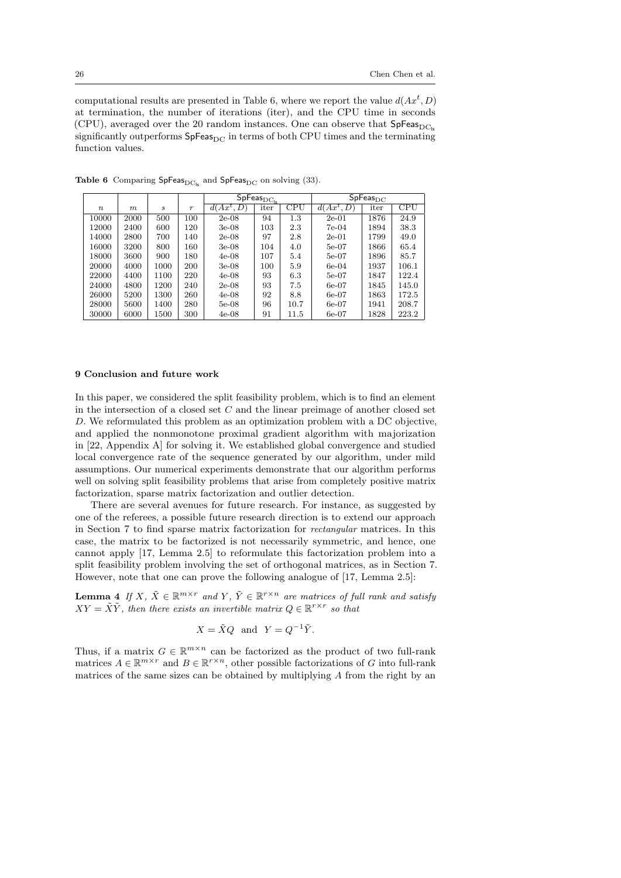computational results are presented in Table 6, where we report the value $d(Ax^t, D)$ at termination, the number of iterations (iter), and the CPU time in seconds (CPU), averaged over the 20 random instances. One can observe that $\mathsf{SpFeas}_{\mathrm{DC}_{\mathrm{ls}}}$ significantly outperforms $\mathsf{SpFeas}_{\mathrm{DC}}$ in terms of both CPU times and the terminating function values.

**Table 6** Comparing $\mathsf{SpFeas}_{\mathrm{DC}_{\mathrm{ls}}}$ and $\mathsf{SpFeas}_{\mathrm{DC}}$ on solving (33).

| | | | | $\mathsf{SpFeas}_{\mathrm{DC}_{\mathrm{ls}}}$ | | | $\mathsf{SpFeas}_{\mathrm{DC}}$ | | |
|---|---|---|---|---|---|---|---|---|---|
| $n$ | $m$ | $s$ | $r$ | $d(Ax^t, D)$ | iter | CPU | $d(Ax^t, D)$ | iter | CPU |
| 10000 | 2000 | 500 | 100 | 2e-08 | 94 | 1.3 | 2e-01 | 1876 | 24.9 |
| 12000 | 2400 | 600 | 120 | 3e-08 | 103 | 2.3 | 7e-04 | 1894 | 38.3 |
| 14000 | 2800 | 700 | 140 | 2e-08 | 97 | 2.8 | 2e-01 | 1799 | 49.0 |
| 16000 | 3200 | 800 | 160 | 3e-08 | 104 | 4.0 | 5e-07 | 1866 | 65.4 |
| 18000 | 3600 | 900 | 180 | 4e-08 | 107 | 5.4 | 5e-07 | 1896 | 85.7 |
| 20000 | 4000 | 1000 | 200 | 3e-08 | 100 | 5.9 | 6e-04 | 1937 | 106.1 |
| 22000 | 4400 | 1100 | 220 | 4e-08 | 93 | 6.3 | 5e-07 | 1847 | 122.4 |
| 24000 | 4800 | 1200 | 240 | 2e-08 | 93 | 7.5 | 6e-07 | 1845 | 145.0 |
| 26000 | 5200 | 1300 | 260 | 4e-08 | 92 | 8.8 | 6e-07 | 1863 | 172.5 |
| 28000 | 5600 | 1400 | 280 | 5e-08 | 96 | 10.7 | 6e-07 | 1941 | 208.7 |
| 30000 | 6000 | 1500 | 300 | 4e-08 | 91 | 11.5 | 6e-07 | 1828 | 223.2 |

## 9 Conclusion and future work

In this paper, we considered the split feasibility problem, which is to find an element in the intersection of a closed set $C$ and the linear preimage of another closed set $D$. We reformulated this problem as an optimization problem with a DC objective, and applied the nonmonotone proximal gradient algorithm with majorization in [22, Appendix A] for solving it. We established global convergence and studied local convergence rate of the sequence generated by our algorithm, under mild assumptions. Our numerical experiments demonstrate that our algorithm performs well on solving split feasibility problems that arise from completely positive matrix factorization, sparse matrix factorization and outlier detection.

There are several avenues for future research. For instance, as suggested by one of the referees, a possible future research direction is to extend our approach in Section 7 to find sparse matrix factorization for *rectangular* matrices. In this case, the matrix to be factorized is not necessarily symmetric, and hence, one cannot apply [17, Lemma 2.5] to reformulate this factorization problem into a split feasibility problem involving the set of orthogonal matrices, as in Section 7. However, note that one can prove the following analogue of [17, Lemma 2.5]:

**Lemma 4** *If $X$, $\tilde{X} \in \mathbb{R}^{m\times r}$ and $Y$, $\tilde{Y} \in \mathbb{R}^{r\times n}$ are matrices of full rank and satisfy $XY = \tilde{X}\tilde{Y}$, then there exists an invertible matrix $Q \in \mathbb{R}^{r\times r}$ so that*

$$X = \tilde{X}Q \quad \text{and} \quad Y = Q^{-1}\tilde{Y}.$$

Thus, if a matrix $G \in \mathbb{R}^{m\times n}$ can be factorized as the product of two full-rank matrices $A \in \mathbb{R}^{m\times r}$ and $B \in \mathbb{R}^{r\times n}$, other possible factorizations of $G$ into full-rank matrices of the same sizes can be obtained by multiplying $A$ from the right by an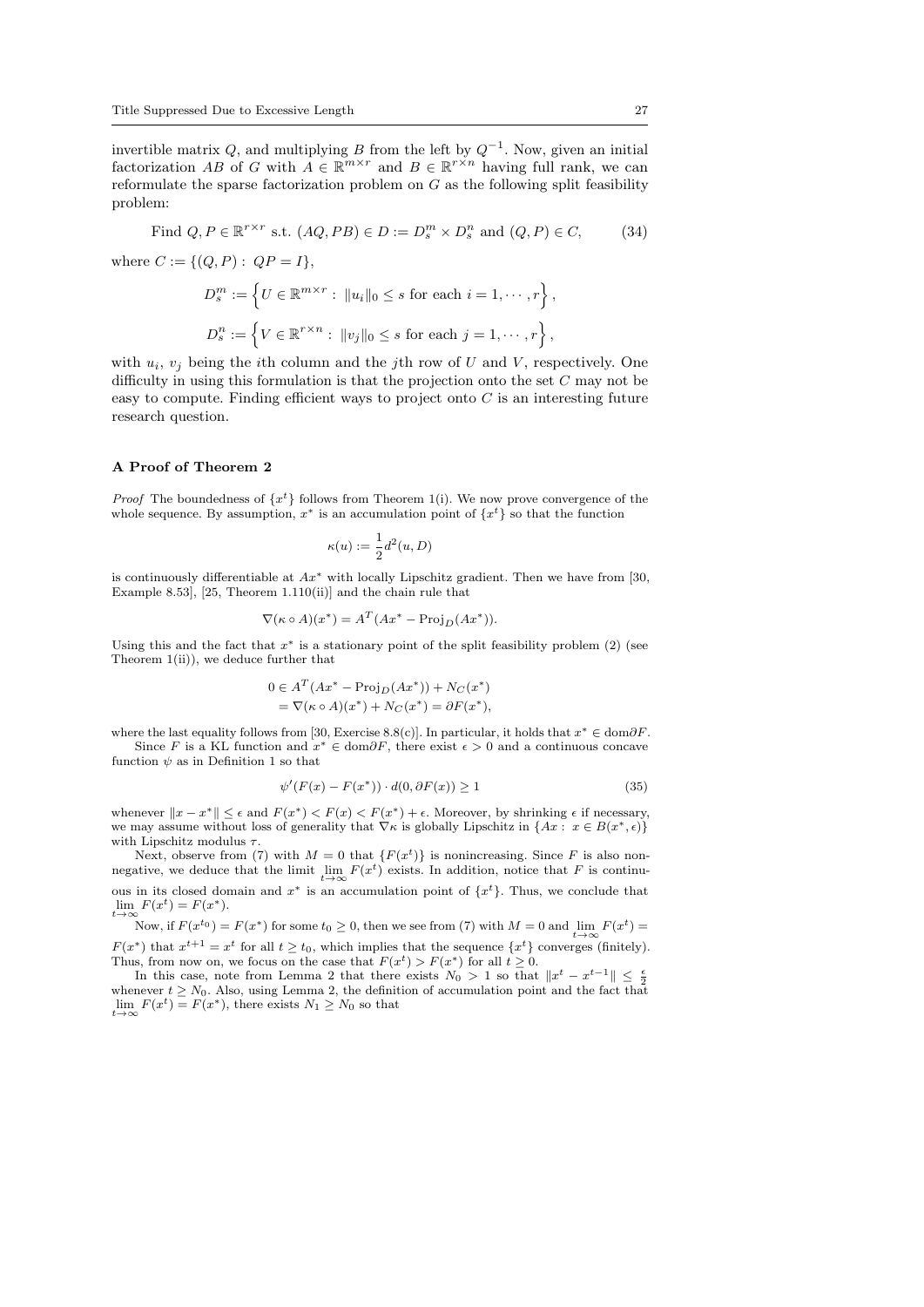invertible matrix $Q$, and multiplying $B$ from the left by $Q^{-1}$. Now, given an initial factorization $AB$ of $G$ with $A \in \mathbb{R}^{m\times r}$ and $B \in \mathbb{R}^{r\times n}$ having full rank, we can reformulate the sparse factorization problem on $G$ as the following split feasibility problem:

$$\text{Find } Q, P \in \mathbb{R}^{r\times r} \text{ s.t. } (AQ, PB) \in D := D_s^m \times D_s^n \text{ and } (Q, P) \in C, \tag{34}$$

where $C := \{(Q, P) : \; QP = I\}$,

$$D_s^m := \left\{ U \in \mathbb{R}^{m\times r} : \; \|u_i\|_0 \le s \text{ for each } i = 1, \cdots, r \right\},$$

$$D_s^n := \left\{ V \in \mathbb{R}^{r\times n} : \; \|v_j\|_0 \le s \text{ for each } j = 1, \cdots, r \right\},$$

with $u_i$, $v_j$ being the $i$th column and the $j$th row of $U$ and $V$, respectively. One difficulty in using this formulation is that the projection onto the set $C$ may not be easy to compute. Finding efficient ways to project onto $C$ is an interesting future research question.

## A Proof of Theorem 2

*Proof* The boundedness of $\{x^t\}$ follows from Theorem 1(i). We now prove convergence of the whole sequence. By assumption, $x^*$ is an accumulation point of $\{x^t\}$ so that the function

$$\kappa(u) := \frac{1}{2} d^2(u, D)$$

is continuously differentiable at $Ax^*$ with locally Lipschitz gradient. Then we have from [30, Example 8.53], [25, Theorem 1.110(ii)] and the chain rule that

$$\nabla(\kappa \circ A)(x^*) = A^T(Ax^* - \mathrm{Proj}_D(Ax^*)).$$

Using this and the fact that $x^*$ is a stationary point of the split feasibility problem (2) (see Theorem 1(ii)), we deduce further that

$$\begin{aligned} 0 &\in A^T(Ax^* - \mathrm{Proj}_D(Ax^*)) + N_C(x^*) \\ &= \nabla(\kappa \circ A)(x^*) + N_C(x^*) = \partial F(x^*), \end{aligned}$$

where the last equality follows from [30, Exercise 8.8(c)]. In particular, it holds that $x^* \in \mathrm{dom}\partial F$.

Since $F$ is a KL function and $x^* \in \mathrm{dom}\partial F$, there exist $\epsilon > 0$ and a continuous concave function $\psi$ as in Definition 1 so that

$$\psi'(F(x) - F(x^*)) \cdot d(0, \partial F(x)) \ge 1 \tag{35}$$

whenever $\|x - x^*\| \le \epsilon$ and $F(x^*) < F(x) < F(x^*) + \epsilon$. Moreover, by shrinking $\epsilon$ if necessary, we may assume without loss of generality that $\nabla\kappa$ is globally Lipschitz in $\{Ax : \; x \in B(x^*, \epsilon)\}$ with Lipschitz modulus $\tau$.

Next, observe from (7) with $M = 0$ that $\{F(x^t)\}$ is nonincreasing. Since $F$ is also nonnegative, we deduce that the limit $\lim_{t\to\infty} F(x^t)$ exists. In addition, notice that $F$ is continuous in its closed domain and $x^*$ is an accumulation point of $\{x^t\}$. Thus, we conclude that $\lim_{t\to\infty} F(x^t) = F(x^*)$.

Now, if $F(x^{t_0}) = F(x^*)$ for some $t_0 \ge 0$, then we see from (7) with $M = 0$ and $\lim_{t\to\infty} F(x^t) = F(x^*)$ that $x^{t+1} = x^t$ for all $t \ge t_0$, which implies that the sequence $\{x^t\}$ converges (finitely). Thus, from now on, we focus on the case that $F(x^t) > F(x^*)$ for all $t \ge 0$.

In this case, note from Lemma 2 that there exists $N_0 > 1$ so that $\|x^t - x^{t-1}\| \le \frac{\epsilon}{2}$ whenever $t \ge N_0$. Also, using Lemma 2, the definition of accumulation point and the fact that $\lim_{t\to\infty} F(x^t) = F(x^*)$, there exists $N_1 \ge N_0$ so that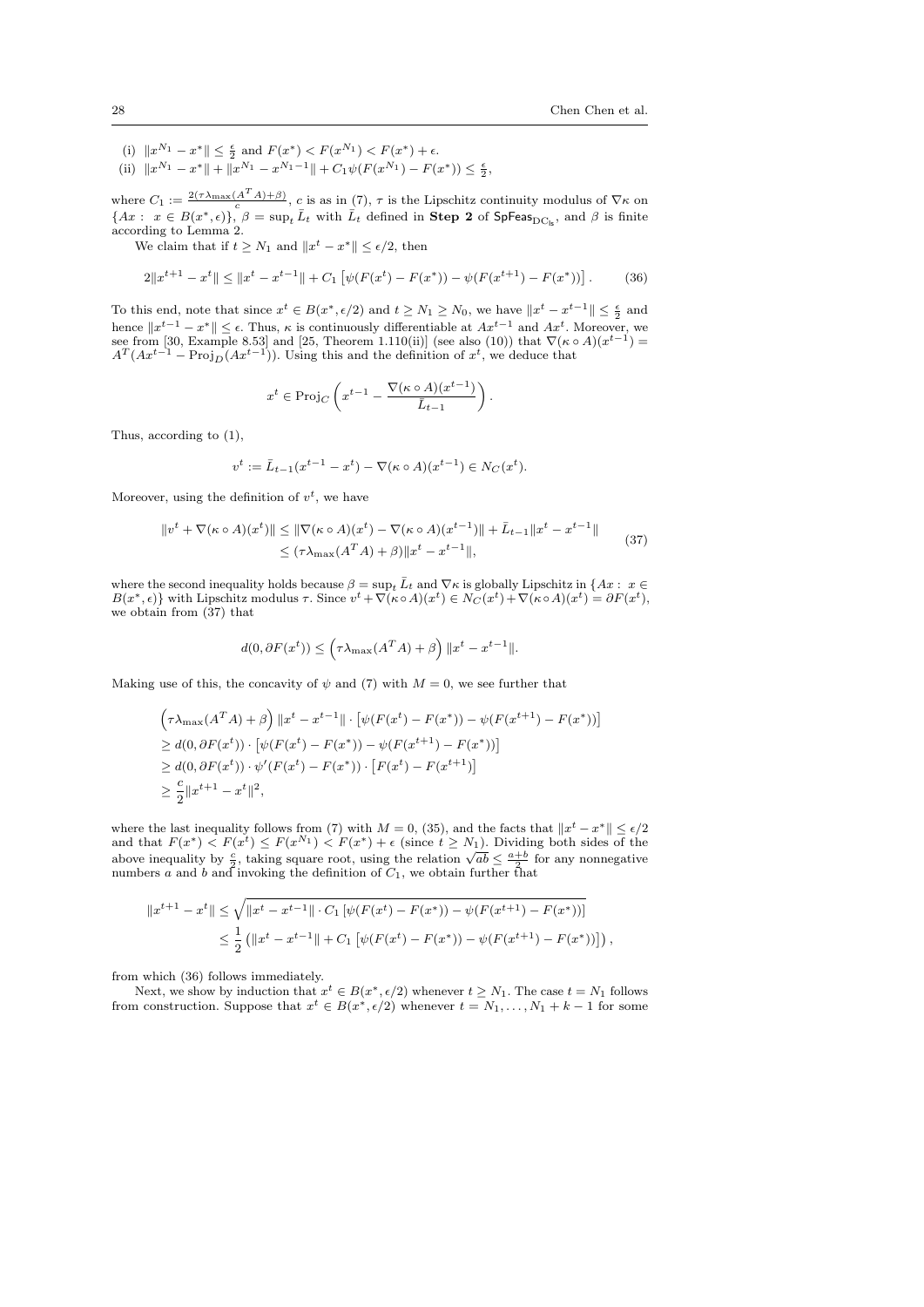(i) $\|x^{N_1} - x^*\| \le \frac{\epsilon}{2}$ and $F(x^*) < F(x^{N_1}) < F(x^*) + \epsilon$.

(ii) $\|x^{N_1} - x^*\| + \|x^{N_1} - x^{N_1 - 1}\| + C_1 \psi(F(x^{N_1}) - F(x^*)) \le \frac{\epsilon}{2}$,

where $C_1 := \frac{2(\tau\lambda_{\max}(A^TA)+\beta)}{c}$, $c$ is as in (7), $\tau$ is the Lipschitz continuity modulus of $\nabla\kappa$ on $\{Ax : \ x \in B(x^*, \epsilon)\}$, $\beta = \sup_t \bar{L}_t$ with $\bar{L}_t$ defined in **Step 2** of $\mathsf{SpFeas}_{\mathrm{DC_{ls}}}$, and $\beta$ is finite according to Lemma 2.

We claim that if $t \ge N_1$ and $\|x^t - x^*\| \le \epsilon/2$, then

$$
2\|x^{t+1} - x^t\| \le \|x^t - x^{t-1}\| + C_1 \left[\psi(F(x^t) - F(x^*)) - \psi(F(x^{t+1}) - F(x^*))\right]. \tag{36}
$$

To this end, note that since $x^t \in B(x^*, \epsilon/2)$ and $t \ge N_1 \ge N_0$, we have $\|x^t - x^{t-1}\| \le \frac{\epsilon}{2}$ and hence $\|x^{t-1} - x^*\| \le \epsilon$. Thus, $\kappa$ is continuously differentiable at $Ax^{t-1}$ and $Ax^t$. Moreover, we see from [30, Example 8.53] and [25, Theorem 1.110(ii)] (see also (10)) that $\nabla(\kappa \circ A)(x^{t-1}) = A^T(Ax^{t-1} - \mathrm{Proj}_D(Ax^{t-1}))$. Using this and the definition of $x^t$, we deduce that

$$
x^t \in \mathrm{Proj}_C\left(x^{t-1} - \frac{\nabla(\kappa \circ A)(x^{t-1})}{\bar{L}_{t-1}}\right).
$$

Thus, according to (1),

$$
v^t := \bar{L}_{t-1}(x^{t-1} - x^t) - \nabla(\kappa \circ A)(x^{t-1}) \in N_C(x^t).
$$

Moreover, using the definition of $v^t$, we have

$$
\begin{aligned}
\|v^t + \nabla(\kappa \circ A)(x^t)\| &\le \|\nabla(\kappa \circ A)(x^t) - \nabla(\kappa \circ A)(x^{t-1})\| + \bar{L}_{t-1}\|x^t - x^{t-1}\| \\
&\le (\tau\lambda_{\max}(A^TA) + \beta)\|x^t - x^{t-1}\|,
\end{aligned} \tag{37}
$$

where the second inequality holds because $\beta = \sup_t \bar{L}_t$ and $\nabla\kappa$ is globally Lipschitz in $\{Ax : \ x \in B(x^*, \epsilon)\}$ with Lipschitz modulus $\tau$. Since $v^t + \nabla(\kappa \circ A)(x^t) \in N_C(x^t) + \nabla(\kappa \circ A)(x^t) = \partial F(x^t)$, we obtain from (37) that

$$
d(0, \partial F(x^t)) \le \left(\tau\lambda_{\max}(A^TA) + \beta\right)\|x^t - x^{t-1}\|.
$$

Making use of this, the concavity of $\psi$ and (7) with $M = 0$, we see further that

$$
\begin{aligned}
&\left(\tau\lambda_{\max}(A^TA) + \beta\right)\|x^t - x^{t-1}\| \cdot \left[\psi(F(x^t) - F(x^*)) - \psi(F(x^{t+1}) - F(x^*))\right] \\
&\ge d(0, \partial F(x^t)) \cdot \left[\psi(F(x^t) - F(x^*)) - \psi(F(x^{t+1}) - F(x^*))\right] \\
&\ge d(0, \partial F(x^t)) \cdot \psi'(F(x^t) - F(x^*)) \cdot \left[F(x^t) - F(x^{t+1})\right] \\
&\ge \frac{c}{2}\|x^{t+1} - x^t\|^2,
\end{aligned}
$$

where the last inequality follows from (7) with $M = 0$, (35), and the facts that $\|x^t - x^*\| \le \epsilon/2$ and that $F(x^*) < F(x^t) \le F(x^{N_1}) < F(x^*) + \epsilon$ (since $t \ge N_1$). Dividing both sides of the above inequality by $\frac{c}{2}$, taking square root, using the relation $\sqrt{ab} \le \frac{a+b}{2}$ for any nonnegative numbers $a$ and $b$ and invoking the definition of $C_1$, we obtain further that

$$
\begin{aligned}
\|x^{t+1} - x^t\| &\le \sqrt{\|x^t - x^{t-1}\| \cdot C_1\left[\psi(F(x^t) - F(x^*)) - \psi(F(x^{t+1}) - F(x^*))\right]} \\
&\le \frac{1}{2}\left(\|x^t - x^{t-1}\| + C_1\left[\psi(F(x^t) - F(x^*)) - \psi(F(x^{t+1}) - F(x^*))\right]\right),
\end{aligned}
$$

from which (36) follows immediately.

Next, we show by induction that $x^t \in B(x^*, \epsilon/2)$ whenever $t \ge N_1$. The case $t = N_1$ follows from construction. Suppose that $x^t \in B(x^*, \epsilon/2)$ whenever $t = N_1, \ldots, N_1 + k - 1$ for some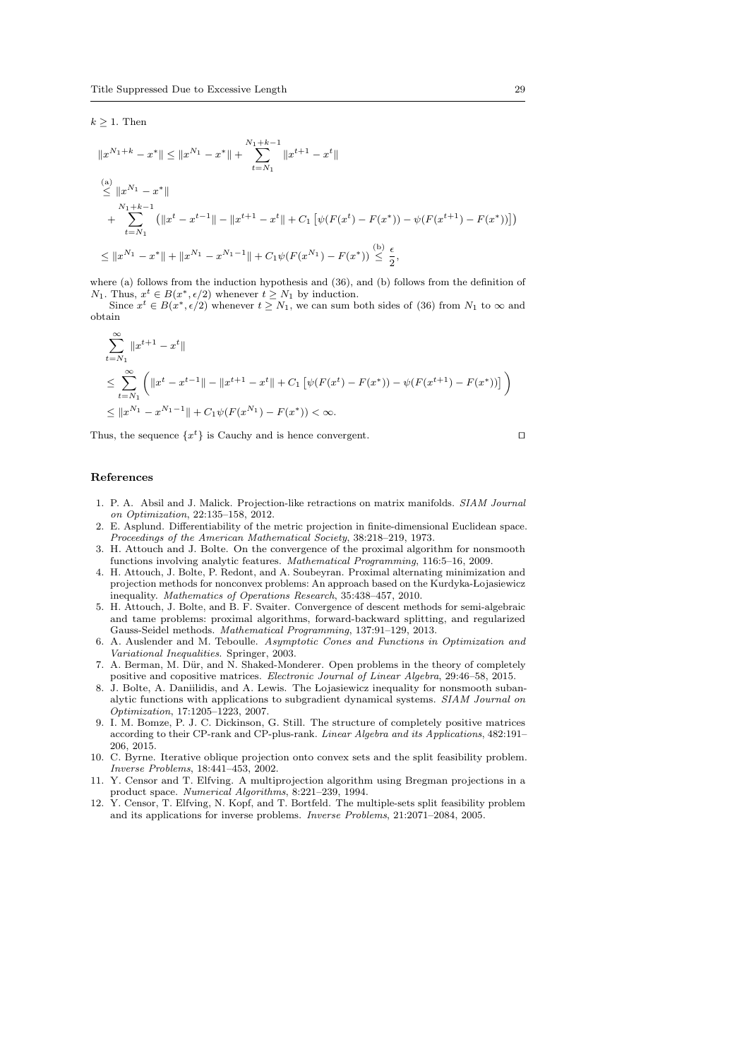$k \geq 1$. Then

$$
\begin{aligned}
\|x^{N_1+k} - x^*\| &\leq \|x^{N_1} - x^*\| + \sum_{t=N_1}^{N_1+k-1} \|x^{t+1} - x^t\| \\
&\overset{\text{(a)}}{\leq} \|x^{N_1} - x^*\| \\
&\quad + \sum_{t=N_1}^{N_1+k-1} \left(\|x^t - x^{t-1}\| - \|x^{t+1} - x^t\| + C_1 \left[\psi(F(x^t) - F(x^*)) - \psi(F(x^{t+1}) - F(x^*))\right]\right) \\
&\leq \|x^{N_1} - x^*\| + \|x^{N_1} - x^{N_1-1}\| + C_1 \psi(F(x^{N_1}) - F(x^*)) \overset{\text{(b)}}{\leq} \frac{\epsilon}{2},
\end{aligned}
$$

where (a) follows from the induction hypothesis and (36), and (b) follows from the definition of $N_1$. Thus, $x^t \in B(x^*, \epsilon/2)$ whenever $t \geq N_1$ by induction.

Since $x^t \in B(x^*, \epsilon/2)$ whenever $t \geq N_1$, we can sum both sides of (36) from $N_1$ to $\infty$ and obtain

$$
\begin{aligned}
&\sum_{t=N_1}^{\infty} \|x^{t+1} - x^t\| \\
&\leq \sum_{t=N_1}^{\infty} \left( \|x^t - x^{t-1}\| - \|x^{t+1} - x^t\| + C_1 \left[\psi(F(x^t) - F(x^*)) - \psi(F(x^{t+1}) - F(x^*))\right] \right) \\
&\leq \|x^{N_1} - x^{N_1-1}\| + C_1 \psi(F(x^{N_1}) - F(x^*)) < \infty.
\end{aligned}
$$

Thus, the sequence $\{x^t\}$ is Cauchy and is hence convergent. ◻

## References

1. P. A. Absil and J. Malick. Projection-like retractions on matrix manifolds. *SIAM Journal on Optimization*, 22:135–158, 2012.
2. E. Asplund. Differentiability of the metric projection in finite-dimensional Euclidean space. *Proceedings of the American Mathematical Society*, 38:218–219, 1973.
3. H. Attouch and J. Bolte. On the convergence of the proximal algorithm for nonsmooth functions involving analytic features. *Mathematical Programming*, 116:5–16, 2009.
4. H. Attouch, J. Bolte, P. Redont, and A. Soubeyran. Proximal alternating minimization and projection methods for nonconvex problems: An approach based on the Kurdyka-Lojasiewicz inequality. *Mathematics of Operations Research*, 35:438–457, 2010.
5. H. Attouch, J. Bolte, and B. F. Svaiter. Convergence of descent methods for semi-algebraic and tame problems: proximal algorithms, forward-backward splitting, and regularized Gauss-Seidel methods. *Mathematical Programming*, 137:91–129, 2013.
6. A. Auslender and M. Teboulle. *Asymptotic Cones and Functions in Optimization and Variational Inequalities*. Springer, 2003.
7. A. Berman, M. Dür, and N. Shaked-Monderer. Open problems in the theory of completely positive and copositive matrices. *Electronic Journal of Linear Algebra*, 29:46–58, 2015.
8. J. Bolte, A. Daniilidis, and A. Lewis. The Łojasiewicz inequality for nonsmooth subanalytic functions with applications to subgradient dynamical systems. *SIAM Journal on Optimization*, 17:1205–1223, 2007.
9. I. M. Bomze, P. J. C. Dickinson, G. Still. The structure of completely positive matrices according to their CP-rank and CP-plus-rank. *Linear Algebra and its Applications*, 482:191–206, 2015.
10. C. Byrne. Iterative oblique projection onto convex sets and the split feasibility problem. *Inverse Problems*, 18:441–453, 2002.
11. Y. Censor and T. Elfving. A multiprojection algorithm using Bregman projections in a product space. *Numerical Algorithms*, 8:221–239, 1994.
12. Y. Censor, T. Elfving, N. Kopf, and T. Bortfeld. The multiple-sets split feasibility problem and its applications for inverse problems. *Inverse Problems*, 21:2071–2084, 2005.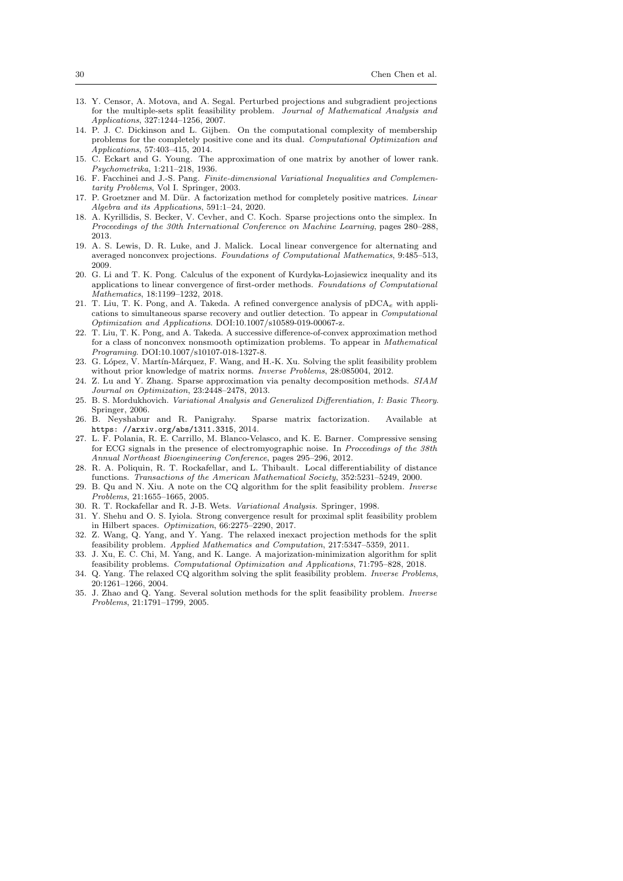13. Y. Censor, A. Motova, and A. Segal. Perturbed projections and subgradient projections for the multiple-sets split feasibility problem. *Journal of Mathematical Analysis and Applications*, 327:1244–1256, 2007.
14. P. J. C. Dickinson and L. Gijben. On the computational complexity of membership problems for the completely positive cone and its dual. *Computational Optimization and Applications*, 57:403–415, 2014.
15. C. Eckart and G. Young. The approximation of one matrix by another of lower rank. *Psychometrika*, 1:211–218, 1936.
16. F. Facchinei and J.-S. Pang. *Finite-dimensional Variational Inequalities and Complementarity Problems*, Vol I. Springer, 2003.
17. P. Groetzner and M. Dür. A factorization method for completely positive matrices. *Linear Algebra and its Applications*, 591:1–24, 2020.
18. A. Kyrillidis, S. Becker, V. Cevher, and C. Koch. Sparse projections onto the simplex. In *Proceedings of the 30th International Conference on Machine Learning*, pages 280–288, 2013.
19. A. S. Lewis, D. R. Luke, and J. Malick. Local linear convergence for alternating and averaged nonconvex projections. *Foundations of Computational Mathematics*, 9:485–513, 2009.
20. G. Li and T. K. Pong. Calculus of the exponent of Kurdyka-Łojasiewicz inequality and its applications to linear convergence of first-order methods. *Foundations of Computational Mathematics*, 18:1199–1232, 2018.
21. T. Liu, T. K. Pong, and A. Takeda. A refined convergence analysis of pDCA$_e$ with applications to simultaneous sparse recovery and outlier detection. To appear in *Computational Optimization and Applications*. DOI:10.1007/s10589-019-00067-z.
22. T. Liu, T. K. Pong, and A. Takeda. A successive difference-of-convex approximation method for a class of nonconvex nonsmooth optimization problems. To appear in *Mathematical Programing*. DOI:10.1007/s10107-018-1327-8.
23. G. López, V. Martín-Márquez, F. Wang, and H.-K. Xu. Solving the split feasibility problem without prior knowledge of matrix norms. *Inverse Problems*, 28:085004, 2012.
24. Z. Lu and Y. Zhang. Sparse approximation via penalty decomposition methods. *SIAM Journal on Optimization*, 23:2448–2478, 2013.
25. B. S. Mordukhovich. *Variational Analysis and Generalized Differentiation, I: Basic Theory*. Springer, 2006.
26. B. Neyshabur and R. Panigrahy. Sparse matrix factorization. Available at `https: //arxiv.org/abs/1311.3315`, 2014.
27. L. F. Polania, R. E. Carrillo, M. Blanco-Velasco, and K. E. Barner. Compressive sensing for ECG signals in the presence of electromyographic noise. In *Proceedings of the 38th Annual Northeast Bioengineering Conference*, pages 295–296, 2012.
28. R. A. Poliquin, R. T. Rockafellar, and L. Thibault. Local differentiability of distance functions. *Transactions of the American Mathematical Society*, 352:5231–5249, 2000.
29. B. Qu and N. Xiu. A note on the CQ algorithm for the split feasibility problem. *Inverse Problems*, 21:1655–1665, 2005.
30. R. T. Rockafellar and R. J-B. Wets. *Variational Analysis*. Springer, 1998.
31. Y. Shehu and O. S. Iyiola. Strong convergence result for proximal split feasibility problem in Hilbert spaces. *Optimization*, 66:2275–2290, 2017.
32. Z. Wang, Q. Yang, and Y. Yang. The relaxed inexact projection methods for the split feasibility problem. *Applied Mathematics and Computation*, 217:5347–5359, 2011.
33. J. Xu, E. C. Chi, M. Yang, and K. Lange. A majorization-minimization algorithm for split feasibility problems. *Computational Optimization and Applications*, 71:795–828, 2018.
34. Q. Yang. The relaxed CQ algorithm solving the split feasibility problem. *Inverse Problems*, 20:1261–1266, 2004.
35. J. Zhao and Q. Yang. Several solution methods for the split feasibility problem. *Inverse Problems*, 21:1791–1799, 2005.